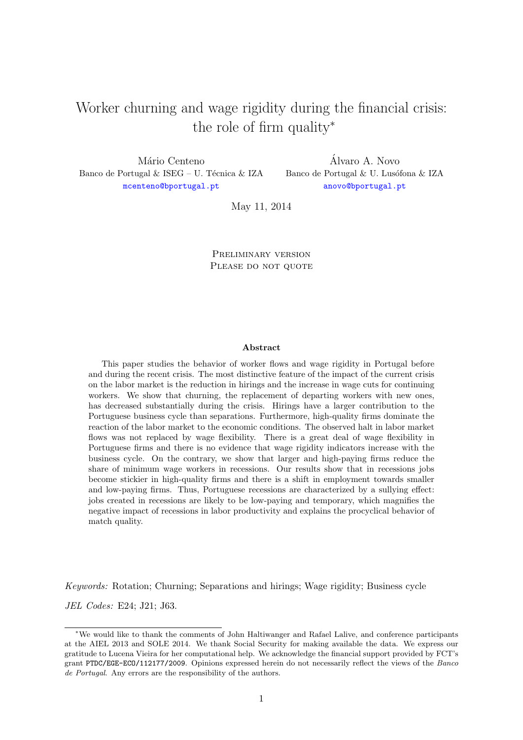# Worker churning and wage rigidity during the financial crisis: the role of firm quality*

Mário Centeno
Banco de Portugal & ISEG – U. Técnica & IZA
mcenteno@bportugal.pt

Álvaro A. Novo
Banco de Portugal & U. Lusófona & IZA
anovo@bportugal.pt

May 11, 2014

PRELIMINARY VERSION
PLEASE DO NOT QUOTE

**Abstract**

This paper studies the behavior of worker flows and wage rigidity in Portugal before and during the recent crisis. The most distinctive feature of the impact of the current crisis on the labor market is the reduction in hirings and the increase in wage cuts for continuing workers. We show that churning, the replacement of departing workers with new ones, has decreased substantially during the crisis. Hirings have a larger contribution to the Portuguese business cycle than separations. Furthermore, high-quality firms dominate the reaction of the labor market to the economic conditions. The observed halt in labor market flows was not replaced by wage flexibility. There is a great deal of wage flexibility in Portuguese firms and there is no evidence that wage rigidity indicators increase with the business cycle. On the contrary, we show that larger and high-paying firms reduce the share of minimum wage workers in recessions. Our results show that in recessions jobs become stickier in high-quality firms and there is a shift in employment towards smaller and low-paying firms. Thus, Portuguese recessions are characterized by a sullying effect: jobs created in recessions are likely to be low-paying and temporary, which magnifies the negative impact of recessions in labor productivity and explains the procyclical behavior of match quality.

*Keywords:* Rotation; Churning; Separations and hirings; Wage rigidity; Business cycle

*JEL Codes:* E24; J21; J63.

---

*We would like to thank the comments of John Haltiwanger and Rafael Lalive, and conference participants at the AIEL 2013 and SOLE 2014. We thank Social Security for making available the data. We express our gratitude to Lucena Vieira for her computational help. We acknowledge the financial support provided by FCT's grant PTDC/EGE-ECO/112177/2009. Opinions expressed herein do not necessarily reflect the views of the *Banco de Portugal*. Any errors are the responsibility of the authors.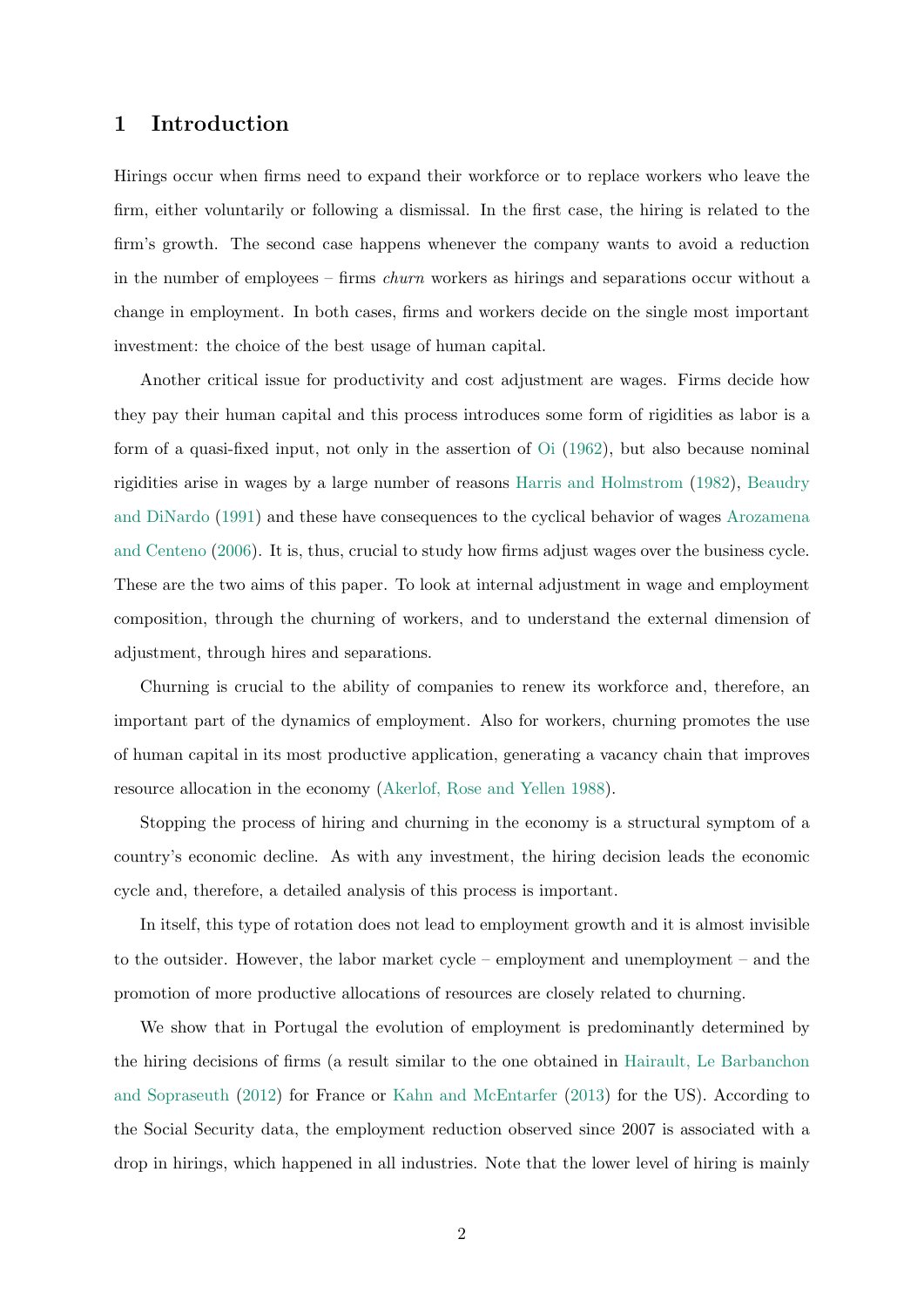# 1 Introduction

Hirings occur when firms need to expand their workforce or to replace workers who leave the firm, either voluntarily or following a dismissal. In the first case, the hiring is related to the firm's growth. The second case happens whenever the company wants to avoid a reduction in the number of employees – firms *churn* workers as hirings and separations occur without a change in employment. In both cases, firms and workers decide on the single most important investment: the choice of the best usage of human capital.

Another critical issue for productivity and cost adjustment are wages. Firms decide how they pay their human capital and this process introduces some form of rigidities as labor is a form of a quasi-fixed input, not only in the assertion of Oi (1962), but also because nominal rigidities arise in wages by a large number of reasons Harris and Holmstrom (1982), Beaudry and DiNardo (1991) and these have consequences to the cyclical behavior of wages Arozamena and Centeno (2006). It is, thus, crucial to study how firms adjust wages over the business cycle. These are the two aims of this paper. To look at internal adjustment in wage and employment composition, through the churning of workers, and to understand the external dimension of adjustment, through hires and separations.

Churning is crucial to the ability of companies to renew its workforce and, therefore, an important part of the dynamics of employment. Also for workers, churning promotes the use of human capital in its most productive application, generating a vacancy chain that improves resource allocation in the economy (Akerlof, Rose and Yellen 1988).

Stopping the process of hiring and churning in the economy is a structural symptom of a country's economic decline. As with any investment, the hiring decision leads the economic cycle and, therefore, a detailed analysis of this process is important.

In itself, this type of rotation does not lead to employment growth and it is almost invisible to the outsider. However, the labor market cycle – employment and unemployment – and the promotion of more productive allocations of resources are closely related to churning.

We show that in Portugal the evolution of employment is predominantly determined by the hiring decisions of firms (a result similar to the one obtained in Hairault, Le Barbanchon and Sopraseuth (2012) for France or Kahn and McEntarfer (2013) for the US). According to the Social Security data, the employment reduction observed since 2007 is associated with a drop in hirings, which happened in all industries. Note that the lower level of hiring is mainly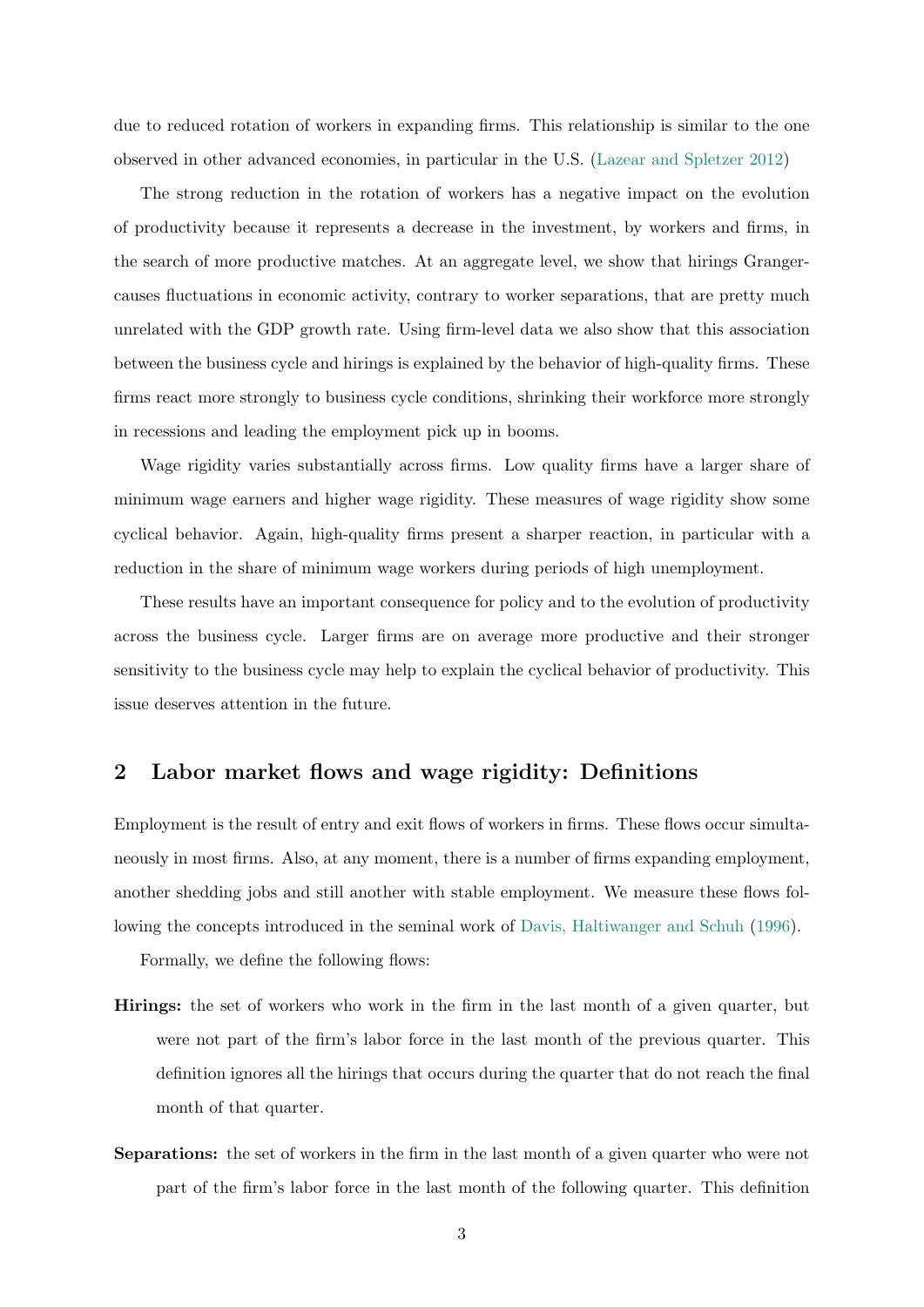due to reduced rotation of workers in expanding firms. This relationship is similar to the one observed in other advanced economies, in particular in the U.S. (Lazear and Spletzer 2012)

The strong reduction in the rotation of workers has a negative impact on the evolution of productivity because it represents a decrease in the investment, by workers and firms, in the search of more productive matches. At an aggregate level, we show that hirings Granger-causes fluctuations in economic activity, contrary to worker separations, that are pretty much unrelated with the GDP growth rate. Using firm-level data we also show that this association between the business cycle and hirings is explained by the behavior of high-quality firms. These firms react more strongly to business cycle conditions, shrinking their workforce more strongly in recessions and leading the employment pick up in booms.

Wage rigidity varies substantially across firms. Low quality firms have a larger share of minimum wage earners and higher wage rigidity. These measures of wage rigidity show some cyclical behavior. Again, high-quality firms present a sharper reaction, in particular with a reduction in the share of minimum wage workers during periods of high unemployment.

These results have an important consequence for policy and to the evolution of productivity across the business cycle. Larger firms are on average more productive and their stronger sensitivity to the business cycle may help to explain the cyclical behavior of productivity. This issue deserves attention in the future.

## 2 Labor market flows and wage rigidity: Definitions

Employment is the result of entry and exit flows of workers in firms. These flows occur simultaneously in most firms. Also, at any moment, there is a number of firms expanding employment, another shedding jobs and still another with stable employment. We measure these flows following the concepts introduced in the seminal work of Davis, Haltiwanger and Schuh (1996).

Formally, we define the following flows:

**Hirings:** the set of workers who work in the firm in the last month of a given quarter, but were not part of the firm's labor force in the last month of the previous quarter. This definition ignores all the hirings that occurs during the quarter that do not reach the final month of that quarter.

**Separations:** the set of workers in the firm in the last month of a given quarter who were not part of the firm's labor force in the last month of the following quarter. This definition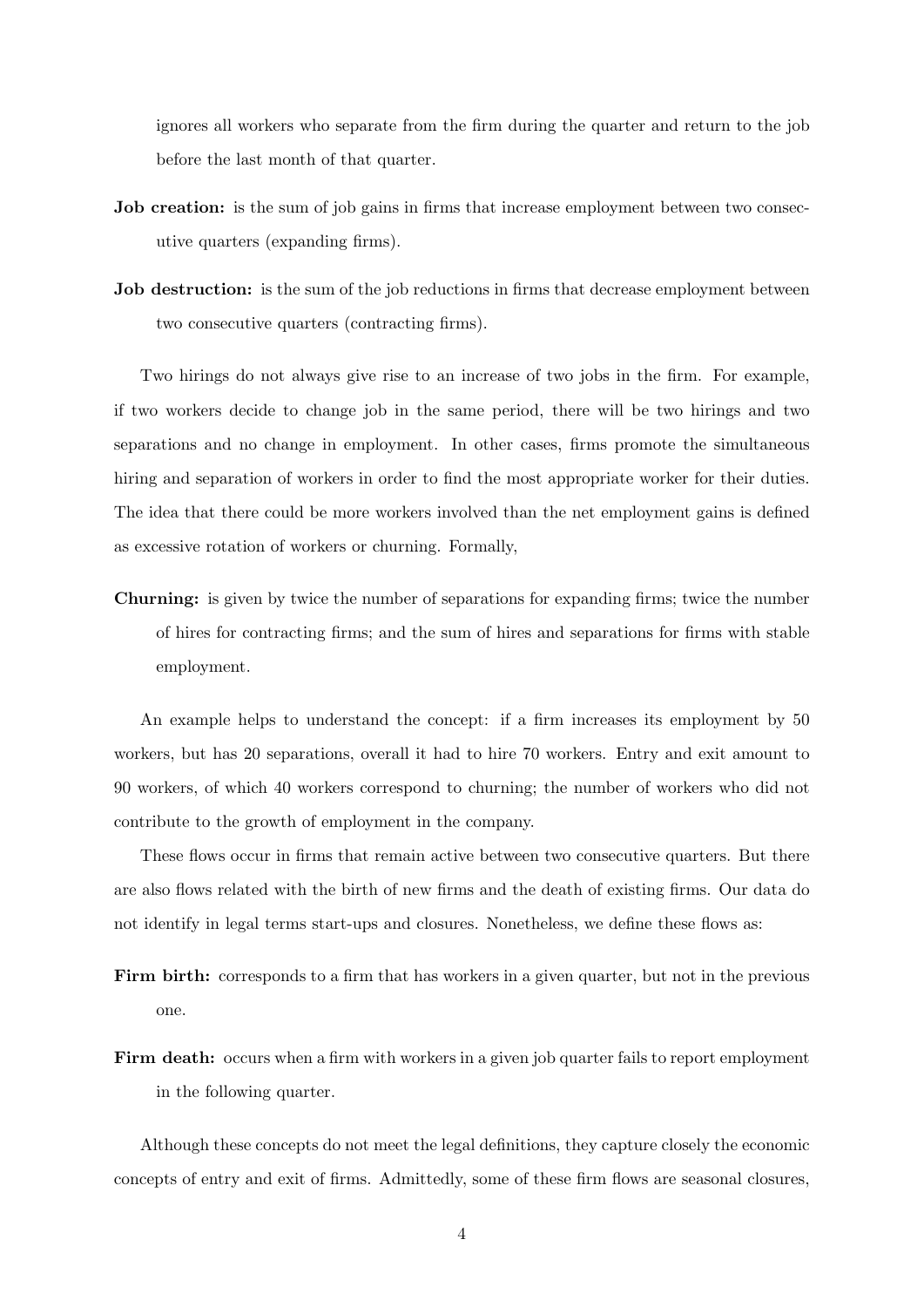ignores all workers who separate from the firm during the quarter and return to the job before the last month of that quarter.

**Job creation:** is the sum of job gains in firms that increase employment between two consecutive quarters (expanding firms).

**Job destruction:** is the sum of the job reductions in firms that decrease employment between two consecutive quarters (contracting firms).

Two hirings do not always give rise to an increase of two jobs in the firm. For example, if two workers decide to change job in the same period, there will be two hirings and two separations and no change in employment. In other cases, firms promote the simultaneous hiring and separation of workers in order to find the most appropriate worker for their duties. The idea that there could be more workers involved than the net employment gains is defined as excessive rotation of workers or churning. Formally,

**Churning:** is given by twice the number of separations for expanding firms; twice the number of hires for contracting firms; and the sum of hires and separations for firms with stable employment.

An example helps to understand the concept: if a firm increases its employment by 50 workers, but has 20 separations, overall it had to hire 70 workers. Entry and exit amount to 90 workers, of which 40 workers correspond to churning; the number of workers who did not contribute to the growth of employment in the company.

These flows occur in firms that remain active between two consecutive quarters. But there are also flows related with the birth of new firms and the death of existing firms. Our data do not identify in legal terms start-ups and closures. Nonetheless, we define these flows as:

**Firm birth:** corresponds to a firm that has workers in a given quarter, but not in the previous one.

**Firm death:** occurs when a firm with workers in a given job quarter fails to report employment in the following quarter.

Although these concepts do not meet the legal definitions, they capture closely the economic concepts of entry and exit of firms. Admittedly, some of these firm flows are seasonal closures,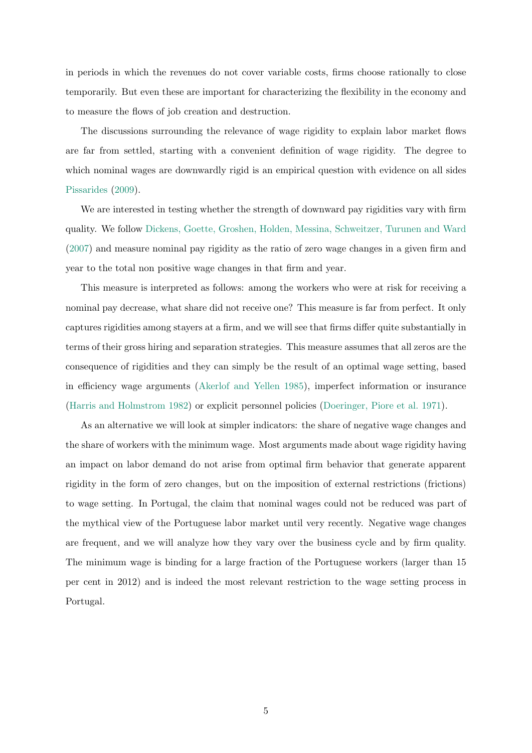in periods in which the revenues do not cover variable costs, firms choose rationally to close temporarily. But even these are important for characterizing the flexibility in the economy and to measure the flows of job creation and destruction.

The discussions surrounding the relevance of wage rigidity to explain labor market flows are far from settled, starting with a convenient definition of wage rigidity. The degree to which nominal wages are downwardly rigid is an empirical question with evidence on all sides Pissarides (2009).

We are interested in testing whether the strength of downward pay rigidities vary with firm quality. We follow Dickens, Goette, Groshen, Holden, Messina, Schweitzer, Turunen and Ward (2007) and measure nominal pay rigidity as the ratio of zero wage changes in a given firm and year to the total non positive wage changes in that firm and year.

This measure is interpreted as follows: among the workers who were at risk for receiving a nominal pay decrease, what share did not receive one? This measure is far from perfect. It only captures rigidities among stayers at a firm, and we will see that firms differ quite substantially in terms of their gross hiring and separation strategies. This measure assumes that all zeros are the consequence of rigidities and they can simply be the result of an optimal wage setting, based in efficiency wage arguments (Akerlof and Yellen 1985), imperfect information or insurance (Harris and Holmstrom 1982) or explicit personnel policies (Doeringer, Piore et al. 1971).

As an alternative we will look at simpler indicators: the share of negative wage changes and the share of workers with the minimum wage. Most arguments made about wage rigidity having an impact on labor demand do not arise from optimal firm behavior that generate apparent rigidity in the form of zero changes, but on the imposition of external restrictions (frictions) to wage setting. In Portugal, the claim that nominal wages could not be reduced was part of the mythical view of the Portuguese labor market until very recently. Negative wage changes are frequent, and we will analyze how they vary over the business cycle and by firm quality. The minimum wage is binding for a large fraction of the Portuguese workers (larger than 15 per cent in 2012) and is indeed the most relevant restriction to the wage setting process in Portugal.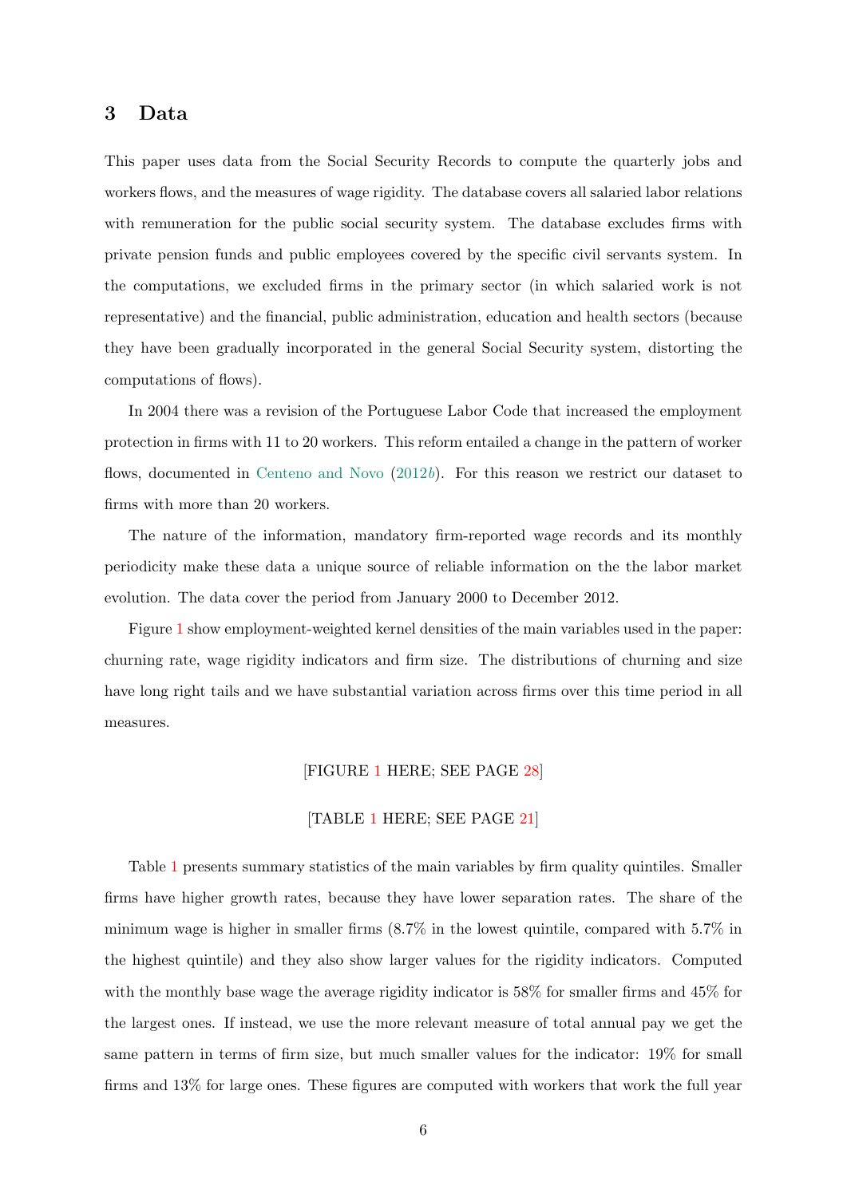## 3 Data

This paper uses data from the Social Security Records to compute the quarterly jobs and workers flows, and the measures of wage rigidity. The database covers all salaried labor relations with remuneration for the public social security system. The database excludes firms with private pension funds and public employees covered by the specific civil servants system. In the computations, we excluded firms in the primary sector (in which salaried work is not representative) and the financial, public administration, education and health sectors (because they have been gradually incorporated in the general Social Security system, distorting the computations of flows).

In 2004 there was a revision of the Portuguese Labor Code that increased the employment protection in firms with 11 to 20 workers. This reform entailed a change in the pattern of worker flows, documented in Centeno and Novo (2012*b*). For this reason we restrict our dataset to firms with more than 20 workers.

The nature of the information, mandatory firm-reported wage records and its monthly periodicity make these data a unique source of reliable information on the the labor market evolution. The data cover the period from January 2000 to December 2012.

Figure 1 show employment-weighted kernel densities of the main variables used in the paper: churning rate, wage rigidity indicators and firm size. The distributions of churning and size have long right tails and we have substantial variation across firms over this time period in all measures.

[FIGURE 1 HERE; SEE PAGE 28]

[TABLE 1 HERE; SEE PAGE 21]

Table 1 presents summary statistics of the main variables by firm quality quintiles. Smaller firms have higher growth rates, because they have lower separation rates. The share of the minimum wage is higher in smaller firms (8.7% in the lowest quintile, compared with 5.7% in the highest quintile) and they also show larger values for the rigidity indicators. Computed with the monthly base wage the average rigidity indicator is 58% for smaller firms and 45% for the largest ones. If instead, we use the more relevant measure of total annual pay we get the same pattern in terms of firm size, but much smaller values for the indicator: 19% for small firms and 13% for large ones. These figures are computed with workers that work the full year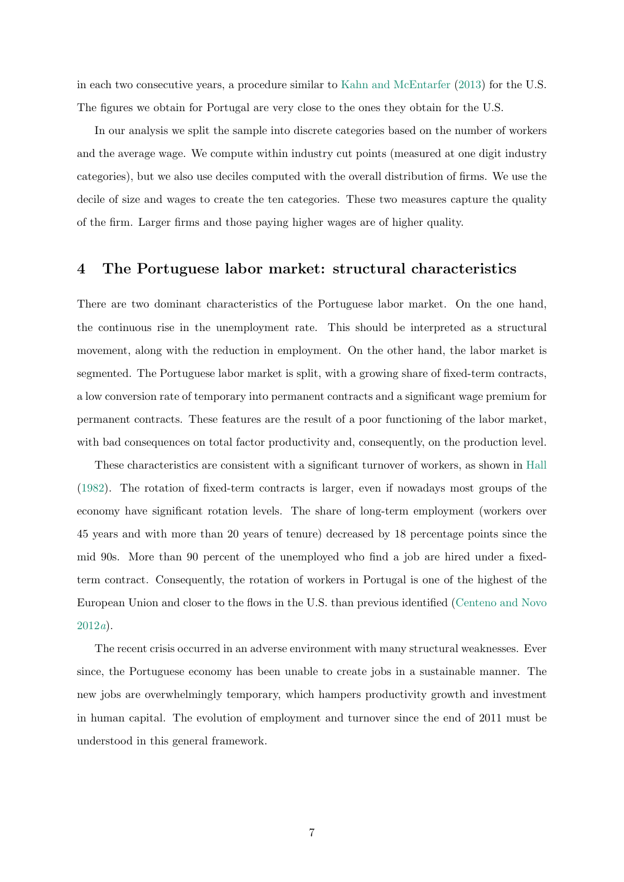in each two consecutive years, a procedure similar to Kahn and McEntarfer (2013) for the U.S. The figures we obtain for Portugal are very close to the ones they obtain for the U.S.

In our analysis we split the sample into discrete categories based on the number of workers and the average wage. We compute within industry cut points (measured at one digit industry categories), but we also use deciles computed with the overall distribution of firms. We use the decile of size and wages to create the ten categories. These two measures capture the quality of the firm. Larger firms and those paying higher wages are of higher quality.

# 4 The Portuguese labor market: structural characteristics

There are two dominant characteristics of the Portuguese labor market. On the one hand, the continuous rise in the unemployment rate. This should be interpreted as a structural movement, along with the reduction in employment. On the other hand, the labor market is segmented. The Portuguese labor market is split, with a growing share of fixed-term contracts, a low conversion rate of temporary into permanent contracts and a significant wage premium for permanent contracts. These features are the result of a poor functioning of the labor market, with bad consequences on total factor productivity and, consequently, on the production level.

These characteristics are consistent with a significant turnover of workers, as shown in Hall (1982). The rotation of fixed-term contracts is larger, even if nowadays most groups of the economy have significant rotation levels. The share of long-term employment (workers over 45 years and with more than 20 years of tenure) decreased by 18 percentage points since the mid 90s. More than 90 percent of the unemployed who find a job are hired under a fixed-term contract. Consequently, the rotation of workers in Portugal is one of the highest of the European Union and closer to the flows in the U.S. than previous identified (Centeno and Novo 2012*a*).

The recent crisis occurred in an adverse environment with many structural weaknesses. Ever since, the Portuguese economy has been unable to create jobs in a sustainable manner. The new jobs are overwhelmingly temporary, which hampers productivity growth and investment in human capital. The evolution of employment and turnover since the end of 2011 must be understood in this general framework.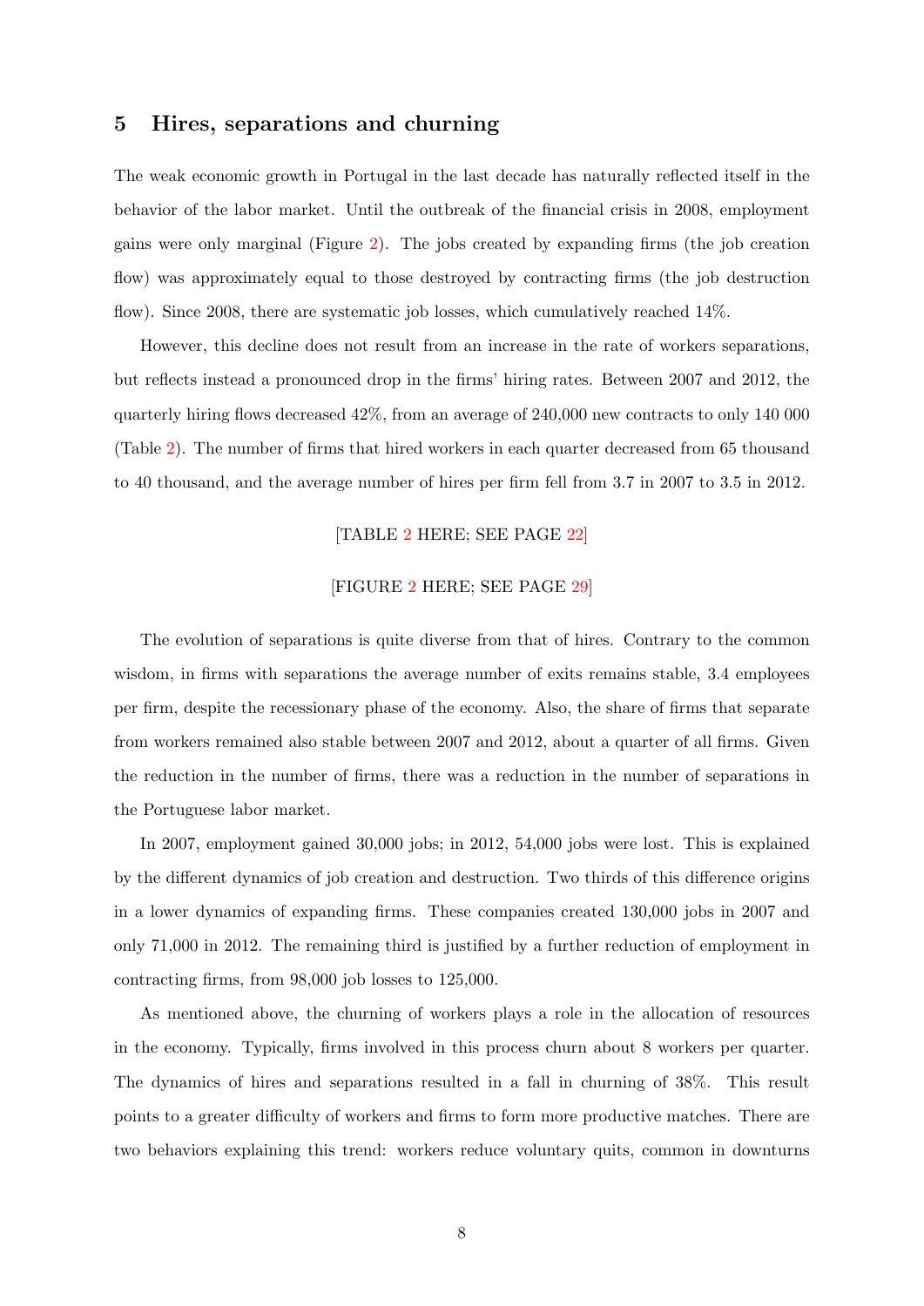## 5 Hires, separations and churning

The weak economic growth in Portugal in the last decade has naturally reflected itself in the behavior of the labor market. Until the outbreak of the financial crisis in 2008, employment gains were only marginal (Figure 2). The jobs created by expanding firms (the job creation flow) was approximately equal to those destroyed by contracting firms (the job destruction flow). Since 2008, there are systematic job losses, which cumulatively reached 14%.

However, this decline does not result from an increase in the rate of workers separations, but reflects instead a pronounced drop in the firms' hiring rates. Between 2007 and 2012, the quarterly hiring flows decreased 42%, from an average of 240,000 new contracts to only 140 000 (Table 2). The number of firms that hired workers in each quarter decreased from 65 thousand to 40 thousand, and the average number of hires per firm fell from 3.7 in 2007 to 3.5 in 2012.

[TABLE 2 HERE; SEE PAGE 22]

[FIGURE 2 HERE; SEE PAGE 29]

The evolution of separations is quite diverse from that of hires. Contrary to the common wisdom, in firms with separations the average number of exits remains stable, 3.4 employees per firm, despite the recessionary phase of the economy. Also, the share of firms that separate from workers remained also stable between 2007 and 2012, about a quarter of all firms. Given the reduction in the number of firms, there was a reduction in the number of separations in the Portuguese labor market.

In 2007, employment gained 30,000 jobs; in 2012, 54,000 jobs were lost. This is explained by the different dynamics of job creation and destruction. Two thirds of this difference origins in a lower dynamics of expanding firms. These companies created 130,000 jobs in 2007 and only 71,000 in 2012. The remaining third is justified by a further reduction of employment in contracting firms, from 98,000 job losses to 125,000.

As mentioned above, the churning of workers plays a role in the allocation of resources in the economy. Typically, firms involved in this process churn about 8 workers per quarter. The dynamics of hires and separations resulted in a fall in churning of 38%. This result points to a greater difficulty of workers and firms to form more productive matches. There are two behaviors explaining this trend: workers reduce voluntary quits, common in downturns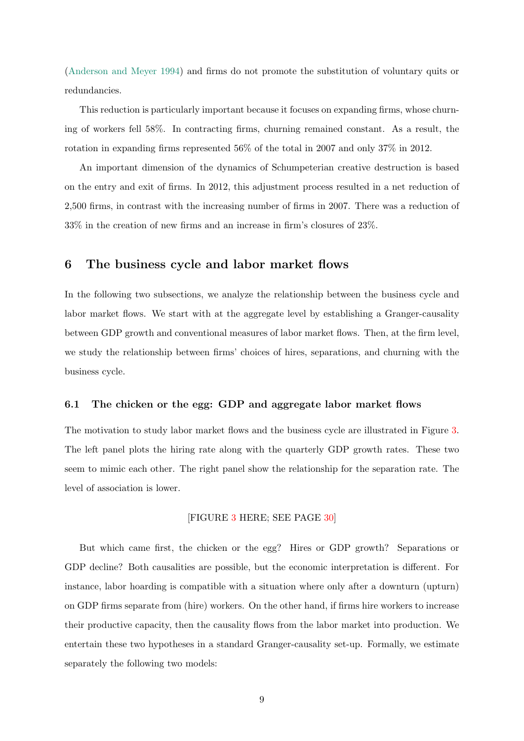(Anderson and Meyer 1994) and firms do not promote the substitution of voluntary quits or redundancies.

This reduction is particularly important because it focuses on expanding firms, whose churning of workers fell 58%. In contracting firms, churning remained constant. As a result, the rotation in expanding firms represented 56% of the total in 2007 and only 37% in 2012.

An important dimension of the dynamics of Schumpeterian creative destruction is based on the entry and exit of firms. In 2012, this adjustment process resulted in a net reduction of 2,500 firms, in contrast with the increasing number of firms in 2007. There was a reduction of 33% in the creation of new firms and an increase in firm's closures of 23%.

## 6 The business cycle and labor market flows

In the following two subsections, we analyze the relationship between the business cycle and labor market flows. We start with at the aggregate level by establishing a Granger-causality between GDP growth and conventional measures of labor market flows. Then, at the firm level, we study the relationship between firms' choices of hires, separations, and churning with the business cycle.

### 6.1 The chicken or the egg: GDP and aggregate labor market flows

The motivation to study labor market flows and the business cycle are illustrated in Figure 3. The left panel plots the hiring rate along with the quarterly GDP growth rates. These two seem to mimic each other. The right panel show the relationship for the separation rate. The level of association is lower.

[FIGURE 3 HERE; SEE PAGE 30]

But which came first, the chicken or the egg? Hires or GDP growth? Separations or GDP decline? Both causalities are possible, but the economic interpretation is different. For instance, labor hoarding is compatible with a situation where only after a downturn (upturn) on GDP firms separate from (hire) workers. On the other hand, if firms hire workers to increase their productive capacity, then the causality flows from the labor market into production. We entertain these two hypotheses in a standard Granger-causality set-up. Formally, we estimate separately the following two models: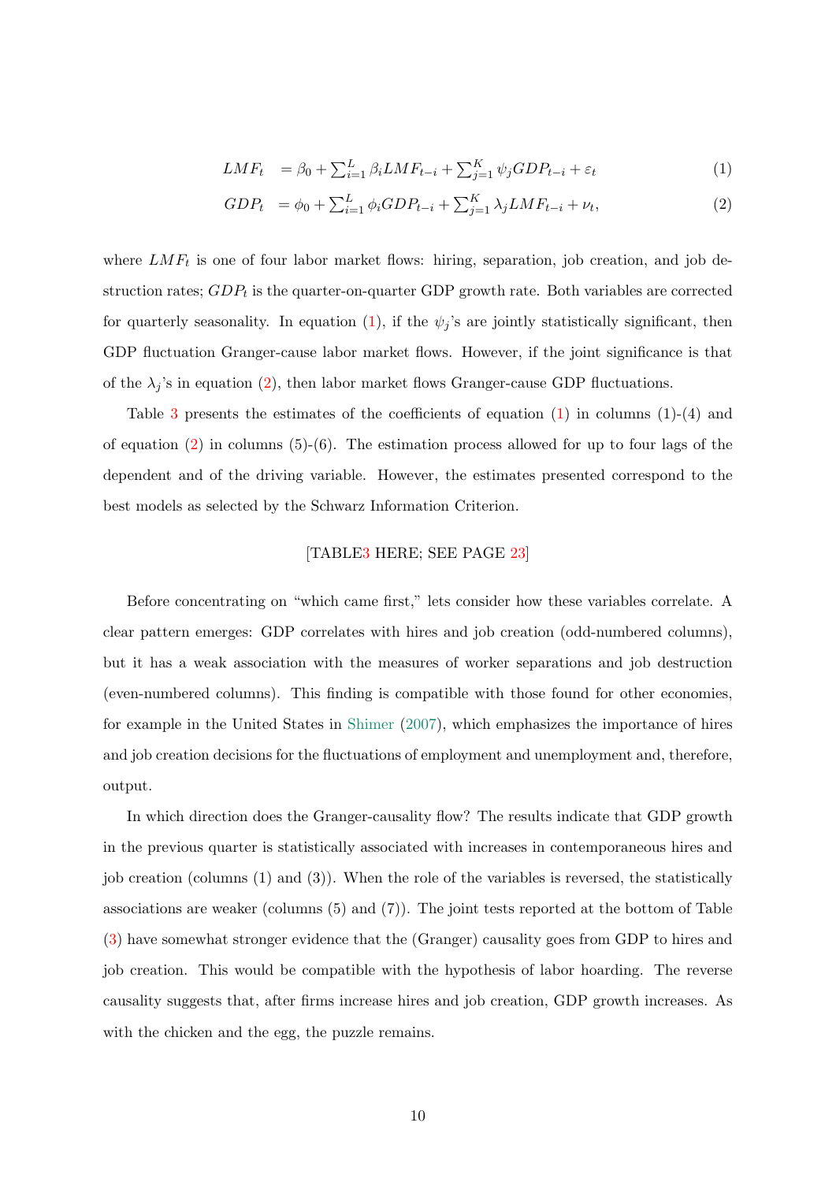$$
\begin{aligned}
LMF_t &= \beta_0 + \textstyle\sum_{i=1}^{L} \beta_i LMF_{t-i} + \sum_{j=1}^{K} \psi_j GDP_{t-i} + \varepsilon_t &(1)\\
GDP_t &= \phi_0 + \textstyle\sum_{i=1}^{L} \phi_i GDP_{t-i} + \sum_{j=1}^{K} \lambda_j LMF_{t-i} + \nu_t, &(2)
\end{aligned}
$$

where $LMF_t$ is one of four labor market flows: hiring, separation, job creation, and job destruction rates; $GDP_t$ is the quarter-on-quarter GDP growth rate. Both variables are corrected for quarterly seasonality. In equation (1), if the $\psi_j$'s are jointly statistically significant, then GDP fluctuation Granger-cause labor market flows. However, if the joint significance is that of the $\lambda_j$'s in equation (2), then labor market flows Granger-cause GDP fluctuations.

Table 3 presents the estimates of the coefficients of equation (1) in columns (1)-(4) and of equation (2) in columns (5)-(6). The estimation process allowed for up to four lags of the dependent and of the driving variable. However, the estimates presented correspond to the best models as selected by the Schwarz Information Criterion.

[TABLE3 HERE; SEE PAGE 23]

Before concentrating on "which came first," lets consider how these variables correlate. A clear pattern emerges: GDP correlates with hires and job creation (odd-numbered columns), but it has a weak association with the measures of worker separations and job destruction (even-numbered columns). This finding is compatible with those found for other economies, for example in the United States in Shimer (2007), which emphasizes the importance of hires and job creation decisions for the fluctuations of employment and unemployment and, therefore, output.

In which direction does the Granger-causality flow? The results indicate that GDP growth in the previous quarter is statistically associated with increases in contemporaneous hires and job creation (columns (1) and (3)). When the role of the variables is reversed, the statistically associations are weaker (columns (5) and (7)). The joint tests reported at the bottom of Table (3) have somewhat stronger evidence that the (Granger) causality goes from GDP to hires and job creation. This would be compatible with the hypothesis of labor hoarding. The reverse causality suggests that, after firms increase hires and job creation, GDP growth increases. As with the chicken and the egg, the puzzle remains.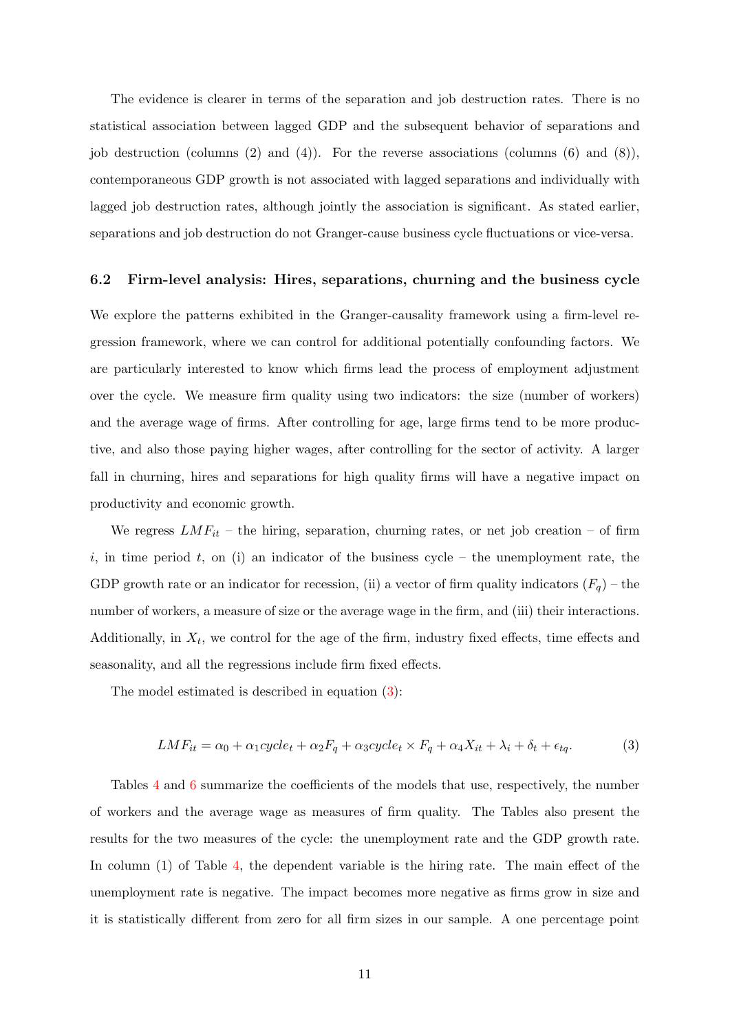The evidence is clearer in terms of the separation and job destruction rates. There is no statistical association between lagged GDP and the subsequent behavior of separations and job destruction (columns (2) and (4)). For the reverse associations (columns (6) and (8)), contemporaneous GDP growth is not associated with lagged separations and individually with lagged job destruction rates, although jointly the association is significant. As stated earlier, separations and job destruction do not Granger-cause business cycle fluctuations or vice-versa.

## 6.2 Firm-level analysis: Hires, separations, churning and the business cycle

We explore the patterns exhibited in the Granger-causality framework using a firm-level regression framework, where we can control for additional potentially confounding factors. We are particularly interested to know which firms lead the process of employment adjustment over the cycle. We measure firm quality using two indicators: the size (number of workers) and the average wage of firms. After controlling for age, large firms tend to be more productive, and also those paying higher wages, after controlling for the sector of activity. A larger fall in churning, hires and separations for high quality firms will have a negative impact on productivity and economic growth.

We regress $LMF_{it}$ – the hiring, separation, churning rates, or net job creation – of firm $i$, in time period $t$, on (i) an indicator of the business cycle – the unemployment rate, the GDP growth rate or an indicator for recession, (ii) a vector of firm quality indicators ($F_q$) – the number of workers, a measure of size or the average wage in the firm, and (iii) their interactions. Additionally, in $X_t$, we control for the age of the firm, industry fixed effects, time effects and seasonality, and all the regressions include firm fixed effects.

The model estimated is described in equation (3):

$$LMF_{it} = \alpha_0 + \alpha_1 cycle_t + \alpha_2 F_q + \alpha_3 cycle_t \times F_q + \alpha_4 X_{it} + \lambda_i + \delta_t + \epsilon_{tq}. \tag{3}$$

Tables 4 and 6 summarize the coefficients of the models that use, respectively, the number of workers and the average wage as measures of firm quality. The Tables also present the results for the two measures of the cycle: the unemployment rate and the GDP growth rate. In column (1) of Table 4, the dependent variable is the hiring rate. The main effect of the unemployment rate is negative. The impact becomes more negative as firms grow in size and it is statistically different from zero for all firm sizes in our sample. A one percentage point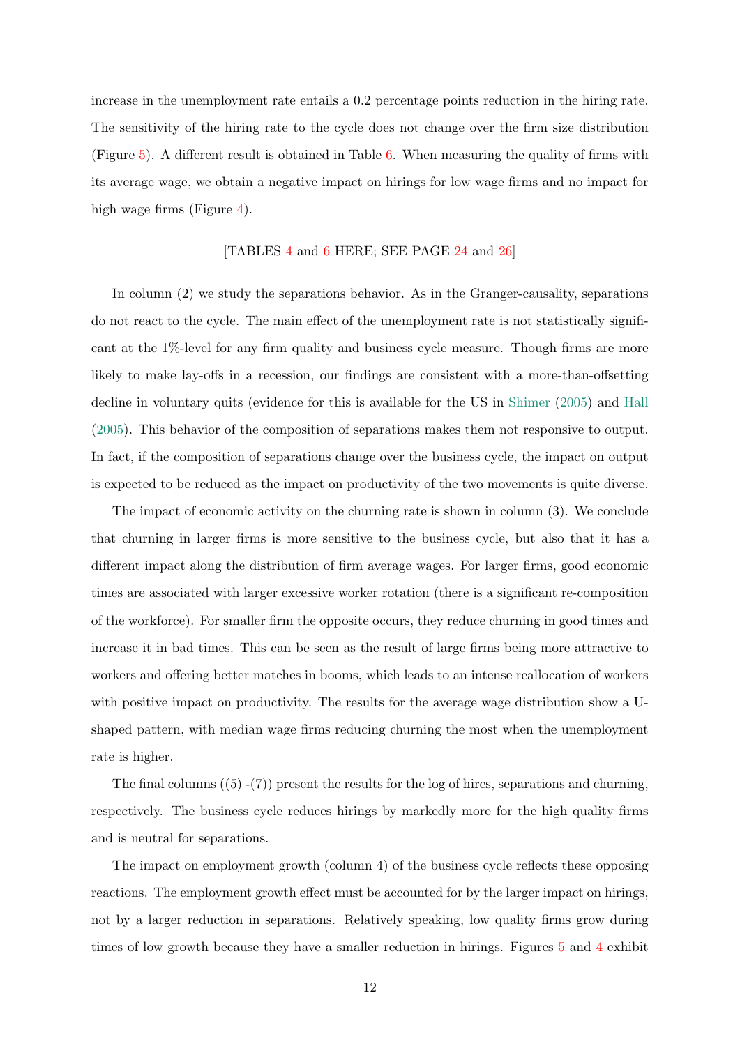increase in the unemployment rate entails a 0.2 percentage points reduction in the hiring rate. The sensitivity of the hiring rate to the cycle does not change over the firm size distribution (Figure 5). A different result is obtained in Table 6. When measuring the quality of firms with its average wage, we obtain a negative impact on hirings for low wage firms and no impact for high wage firms (Figure 4).

[TABLES 4 and 6 HERE; SEE PAGE 24 and 26]

In column (2) we study the separations behavior. As in the Granger-causality, separations do not react to the cycle. The main effect of the unemployment rate is not statistically significant at the 1%-level for any firm quality and business cycle measure. Though firms are more likely to make lay-offs in a recession, our findings are consistent with a more-than-offsetting decline in voluntary quits (evidence for this is available for the US in Shimer (2005) and Hall (2005). This behavior of the composition of separations makes them not responsive to output. In fact, if the composition of separations change over the business cycle, the impact on output is expected to be reduced as the impact on productivity of the two movements is quite diverse.

The impact of economic activity on the churning rate is shown in column (3). We conclude that churning in larger firms is more sensitive to the business cycle, but also that it has a different impact along the distribution of firm average wages. For larger firms, good economic times are associated with larger excessive worker rotation (there is a significant re-composition of the workforce). For smaller firm the opposite occurs, they reduce churning in good times and increase it in bad times. This can be seen as the result of large firms being more attractive to workers and offering better matches in booms, which leads to an intense reallocation of workers with positive impact on productivity. The results for the average wage distribution show a U-shaped pattern, with median wage firms reducing churning the most when the unemployment rate is higher.

The final columns ((5) -(7)) present the results for the log of hires, separations and churning, respectively. The business cycle reduces hirings by markedly more for the high quality firms and is neutral for separations.

The impact on employment growth (column 4) of the business cycle reflects these opposing reactions. The employment growth effect must be accounted for by the larger impact on hirings, not by a larger reduction in separations. Relatively speaking, low quality firms grow during times of low growth because they have a smaller reduction in hirings. Figures 5 and 4 exhibit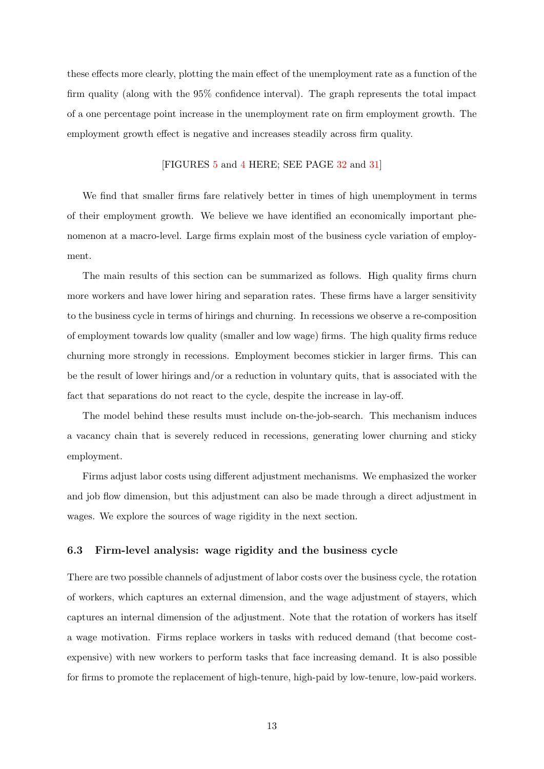these effects more clearly, plotting the main effect of the unemployment rate as a function of the firm quality (along with the 95% confidence interval). The graph represents the total impact of a one percentage point increase in the unemployment rate on firm employment growth. The employment growth effect is negative and increases steadily across firm quality.

[FIGURES 5 and 4 HERE; SEE PAGE 32 and 31]

We find that smaller firms fare relatively better in times of high unemployment in terms of their employment growth. We believe we have identified an economically important phenomenon at a macro-level. Large firms explain most of the business cycle variation of employment.

The main results of this section can be summarized as follows. High quality firms churn more workers and have lower hiring and separation rates. These firms have a larger sensitivity to the business cycle in terms of hirings and churning. In recessions we observe a re-composition of employment towards low quality (smaller and low wage) firms. The high quality firms reduce churning more strongly in recessions. Employment becomes stickier in larger firms. This can be the result of lower hirings and/or a reduction in voluntary quits, that is associated with the fact that separations do not react to the cycle, despite the increase in lay-off.

The model behind these results must include on-the-job-search. This mechanism induces a vacancy chain that is severely reduced in recessions, generating lower churning and sticky employment.

Firms adjust labor costs using different adjustment mechanisms. We emphasized the worker and job flow dimension, but this adjustment can also be made through a direct adjustment in wages. We explore the sources of wage rigidity in the next section.

### 6.3 Firm-level analysis: wage rigidity and the business cycle

There are two possible channels of adjustment of labor costs over the business cycle, the rotation of workers, which captures an external dimension, and the wage adjustment of stayers, which captures an internal dimension of the adjustment. Note that the rotation of workers has itself a wage motivation. Firms replace workers in tasks with reduced demand (that become cost-expensive) with new workers to perform tasks that face increasing demand. It is also possible for firms to promote the replacement of high-tenure, high-paid by low-tenure, low-paid workers.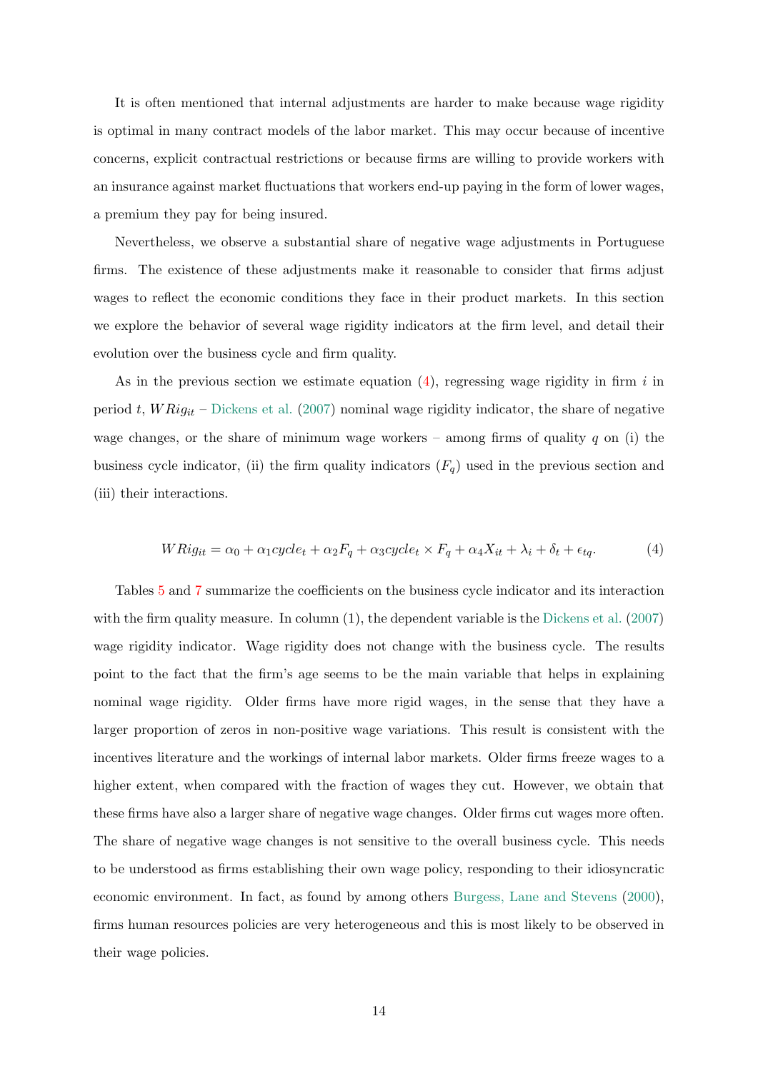It is often mentioned that internal adjustments are harder to make because wage rigidity is optimal in many contract models of the labor market. This may occur because of incentive concerns, explicit contractual restrictions or because firms are willing to provide workers with an insurance against market fluctuations that workers end-up paying in the form of lower wages, a premium they pay for being insured.

Nevertheless, we observe a substantial share of negative wage adjustments in Portuguese firms. The existence of these adjustments make it reasonable to consider that firms adjust wages to reflect the economic conditions they face in their product markets. In this section we explore the behavior of several wage rigidity indicators at the firm level, and detail their evolution over the business cycle and firm quality.

As in the previous section we estimate equation (4), regressing wage rigidity in firm $i$ in period $t$, $WRig_{it}$ – Dickens et al. (2007) nominal wage rigidity indicator, the share of negative wage changes, or the share of minimum wage workers – among firms of quality $q$ on (i) the business cycle indicator, (ii) the firm quality indicators ($F_q$) used in the previous section and (iii) their interactions.

$$WRig_{it} = \alpha_0 + \alpha_1 cycle_t + \alpha_2 F_q + \alpha_3 cycle_t \times F_q + \alpha_4 X_{it} + \lambda_i + \delta_t + \epsilon_{tq}. \tag{4}$$

Tables 5 and 7 summarize the coefficients on the business cycle indicator and its interaction with the firm quality measure. In column (1), the dependent variable is the Dickens et al. (2007) wage rigidity indicator. Wage rigidity does not change with the business cycle. The results point to the fact that the firm's age seems to be the main variable that helps in explaining nominal wage rigidity. Older firms have more rigid wages, in the sense that they have a larger proportion of zeros in non-positive wage variations. This result is consistent with the incentives literature and the workings of internal labor markets. Older firms freeze wages to a higher extent, when compared with the fraction of wages they cut. However, we obtain that these firms have also a larger share of negative wage changes. Older firms cut wages more often. The share of negative wage changes is not sensitive to the overall business cycle. This needs to be understood as firms establishing their own wage policy, responding to their idiosyncratic economic environment. In fact, as found by among others Burgess, Lane and Stevens (2000), firms human resources policies are very heterogeneous and this is most likely to be observed in their wage policies.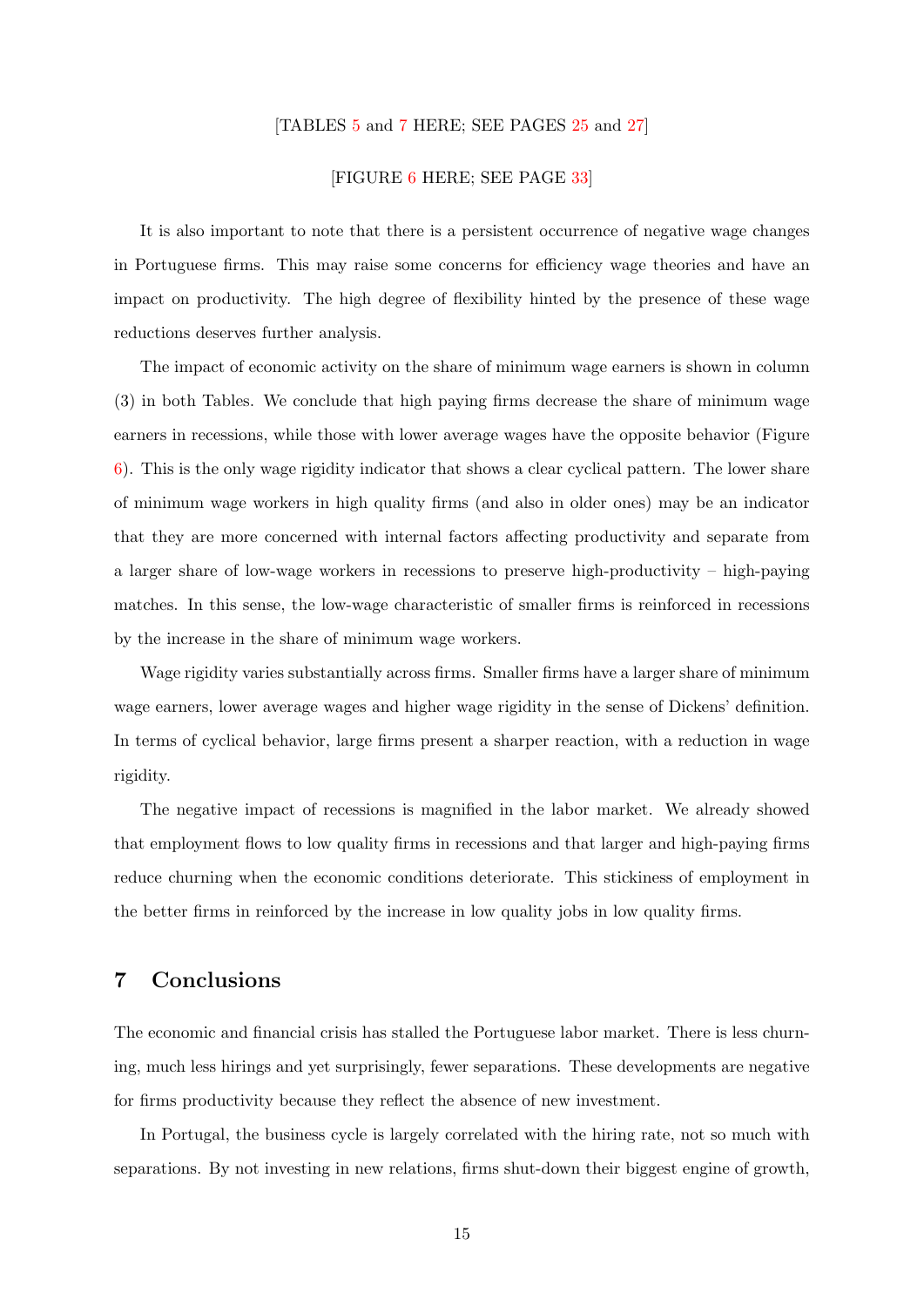[TABLES 5 and 7 HERE; SEE PAGES 25 and 27]

[FIGURE 6 HERE; SEE PAGE 33]

It is also important to note that there is a persistent occurrence of negative wage changes in Portuguese firms. This may raise some concerns for efficiency wage theories and have an impact on productivity. The high degree of flexibility hinted by the presence of these wage reductions deserves further analysis.

The impact of economic activity on the share of minimum wage earners is shown in column (3) in both Tables. We conclude that high paying firms decrease the share of minimum wage earners in recessions, while those with lower average wages have the opposite behavior (Figure 6). This is the only wage rigidity indicator that shows a clear cyclical pattern. The lower share of minimum wage workers in high quality firms (and also in older ones) may be an indicator that they are more concerned with internal factors affecting productivity and separate from a larger share of low-wage workers in recessions to preserve high-productivity – high-paying matches. In this sense, the low-wage characteristic of smaller firms is reinforced in recessions by the increase in the share of minimum wage workers.

Wage rigidity varies substantially across firms. Smaller firms have a larger share of minimum wage earners, lower average wages and higher wage rigidity in the sense of Dickens' definition. In terms of cyclical behavior, large firms present a sharper reaction, with a reduction in wage rigidity.

The negative impact of recessions is magnified in the labor market. We already showed that employment flows to low quality firms in recessions and that larger and high-paying firms reduce churning when the economic conditions deteriorate. This stickiness of employment in the better firms in reinforced by the increase in low quality jobs in low quality firms.

# 7 Conclusions

The economic and financial crisis has stalled the Portuguese labor market. There is less churning, much less hirings and yet surprisingly, fewer separations. These developments are negative for firms productivity because they reflect the absence of new investment.

In Portugal, the business cycle is largely correlated with the hiring rate, not so much with separations. By not investing in new relations, firms shut-down their biggest engine of growth,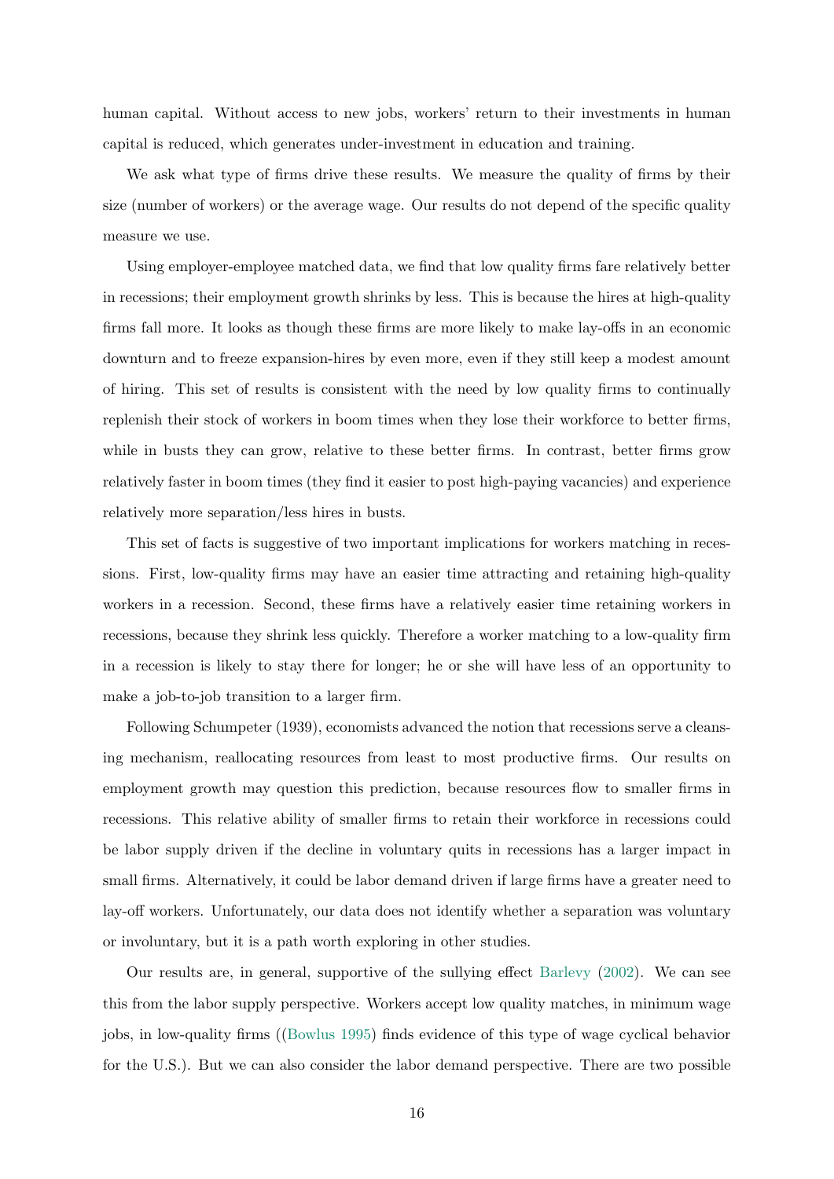human capital. Without access to new jobs, workers' return to their investments in human capital is reduced, which generates under-investment in education and training.

We ask what type of firms drive these results. We measure the quality of firms by their size (number of workers) or the average wage. Our results do not depend of the specific quality measure we use.

Using employer-employee matched data, we find that low quality firms fare relatively better in recessions; their employment growth shrinks by less. This is because the hires at high-quality firms fall more. It looks as though these firms are more likely to make lay-offs in an economic downturn and to freeze expansion-hires by even more, even if they still keep a modest amount of hiring. This set of results is consistent with the need by low quality firms to continually replenish their stock of workers in boom times when they lose their workforce to better firms, while in busts they can grow, relative to these better firms. In contrast, better firms grow relatively faster in boom times (they find it easier to post high-paying vacancies) and experience relatively more separation/less hires in busts.

This set of facts is suggestive of two important implications for workers matching in recessions. First, low-quality firms may have an easier time attracting and retaining high-quality workers in a recession. Second, these firms have a relatively easier time retaining workers in recessions, because they shrink less quickly. Therefore a worker matching to a low-quality firm in a recession is likely to stay there for longer; he or she will have less of an opportunity to make a job-to-job transition to a larger firm.

Following Schumpeter (1939), economists advanced the notion that recessions serve a cleansing mechanism, reallocating resources from least to most productive firms. Our results on employment growth may question this prediction, because resources flow to smaller firms in recessions. This relative ability of smaller firms to retain their workforce in recessions could be labor supply driven if the decline in voluntary quits in recessions has a larger impact in small firms. Alternatively, it could be labor demand driven if large firms have a greater need to lay-off workers. Unfortunately, our data does not identify whether a separation was voluntary or involuntary, but it is a path worth exploring in other studies.

Our results are, in general, supportive of the sullying effect Barlevy (2002). We can see this from the labor supply perspective. Workers accept low quality matches, in minimum wage jobs, in low-quality firms ((Bowlus 1995) finds evidence of this type of wage cyclical behavior for the U.S.). But we can also consider the labor demand perspective. There are two possible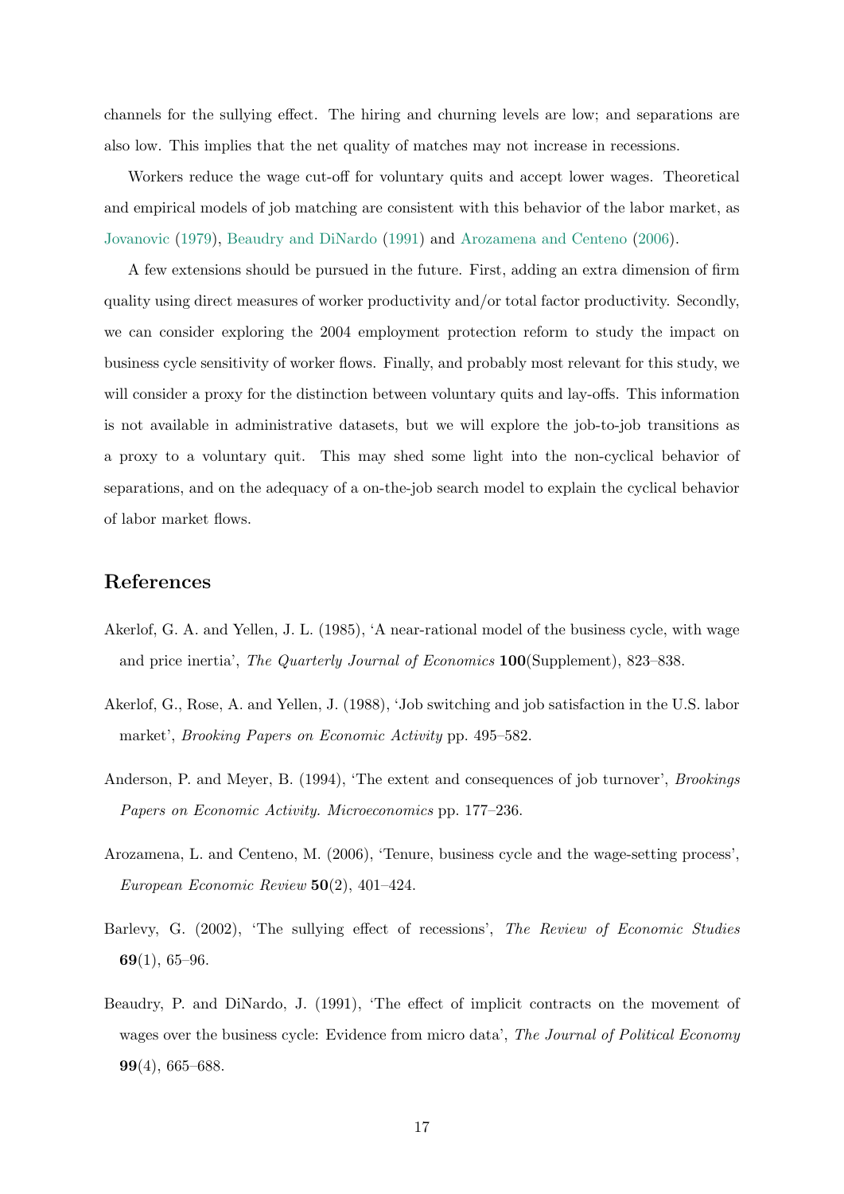channels for the sullying effect. The hiring and churning levels are low; and separations are also low. This implies that the net quality of matches may not increase in recessions.

Workers reduce the wage cut-off for voluntary quits and accept lower wages. Theoretical and empirical models of job matching are consistent with this behavior of the labor market, as Jovanovic (1979), Beaudry and DiNardo (1991) and Arozamena and Centeno (2006).

A few extensions should be pursued in the future. First, adding an extra dimension of firm quality using direct measures of worker productivity and/or total factor productivity. Secondly, we can consider exploring the 2004 employment protection reform to study the impact on business cycle sensitivity of worker flows. Finally, and probably most relevant for this study, we will consider a proxy for the distinction between voluntary quits and lay-offs. This information is not available in administrative datasets, but we will explore the job-to-job transitions as a proxy to a voluntary quit. This may shed some light into the non-cyclical behavior of separations, and on the adequacy of a on-the-job search model to explain the cyclical behavior of labor market flows.

## References

Akerlof, G. A. and Yellen, J. L. (1985), 'A near-rational model of the business cycle, with wage and price inertia', *The Quarterly Journal of Economics* **100**(Supplement), 823–838.

Akerlof, G., Rose, A. and Yellen, J. (1988), 'Job switching and job satisfaction in the U.S. labor market', *Brooking Papers on Economic Activity* pp. 495–582.

Anderson, P. and Meyer, B. (1994), 'The extent and consequences of job turnover', *Brookings Papers on Economic Activity. Microeconomics* pp. 177–236.

Arozamena, L. and Centeno, M. (2006), 'Tenure, business cycle and the wage-setting process', *European Economic Review* **50**(2), 401–424.

Barlevy, G. (2002), 'The sullying effect of recessions', *The Review of Economic Studies* **69**(1), 65–96.

Beaudry, P. and DiNardo, J. (1991), 'The effect of implicit contracts on the movement of wages over the business cycle: Evidence from micro data', *The Journal of Political Economy* **99**(4), 665–688.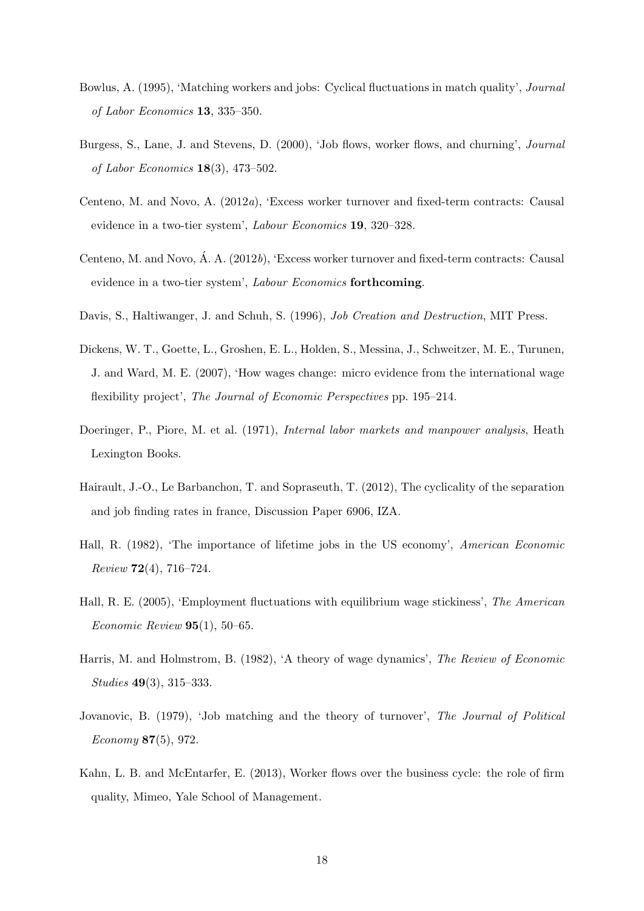Bowlus, A. (1995), 'Matching workers and jobs: Cyclical fluctuations in match quality', *Journal of Labor Economics* **13**, 335–350.

Burgess, S., Lane, J. and Stevens, D. (2000), 'Job flows, worker flows, and churning', *Journal of Labor Economics* **18**(3), 473–502.

Centeno, M. and Novo, A. (2012*a*), 'Excess worker turnover and fixed-term contracts: Causal evidence in a two-tier system', *Labour Economics* **19**, 320–328.

Centeno, M. and Novo, Á. A. (2012*b*), 'Excess worker turnover and fixed-term contracts: Causal evidence in a two-tier system', *Labour Economics* **forthcoming**.

Davis, S., Haltiwanger, J. and Schuh, S. (1996), *Job Creation and Destruction*, MIT Press.

Dickens, W. T., Goette, L., Groshen, E. L., Holden, S., Messina, J., Schweitzer, M. E., Turunen, J. and Ward, M. E. (2007), 'How wages change: micro evidence from the international wage flexibility project', *The Journal of Economic Perspectives* pp. 195–214.

Doeringer, P., Piore, M. et al. (1971), *Internal labor markets and manpower analysis*, Heath Lexington Books.

Hairault, J.-O., Le Barbanchon, T. and Sopraseuth, T. (2012), The cyclicality of the separation and job finding rates in france, Discussion Paper 6906, IZA.

Hall, R. (1982), 'The importance of lifetime jobs in the US economy', *American Economic Review* **72**(4), 716–724.

Hall, R. E. (2005), 'Employment fluctuations with equilibrium wage stickiness', *The American Economic Review* **95**(1), 50–65.

Harris, M. and Holmstrom, B. (1982), 'A theory of wage dynamics', *The Review of Economic Studies* **49**(3), 315–333.

Jovanovic, B. (1979), 'Job matching and the theory of turnover', *The Journal of Political Economy* **87**(5), 972.

Kahn, L. B. and McEntarfer, E. (2013), Worker flows over the business cycle: the role of firm quality, Mimeo, Yale School of Management.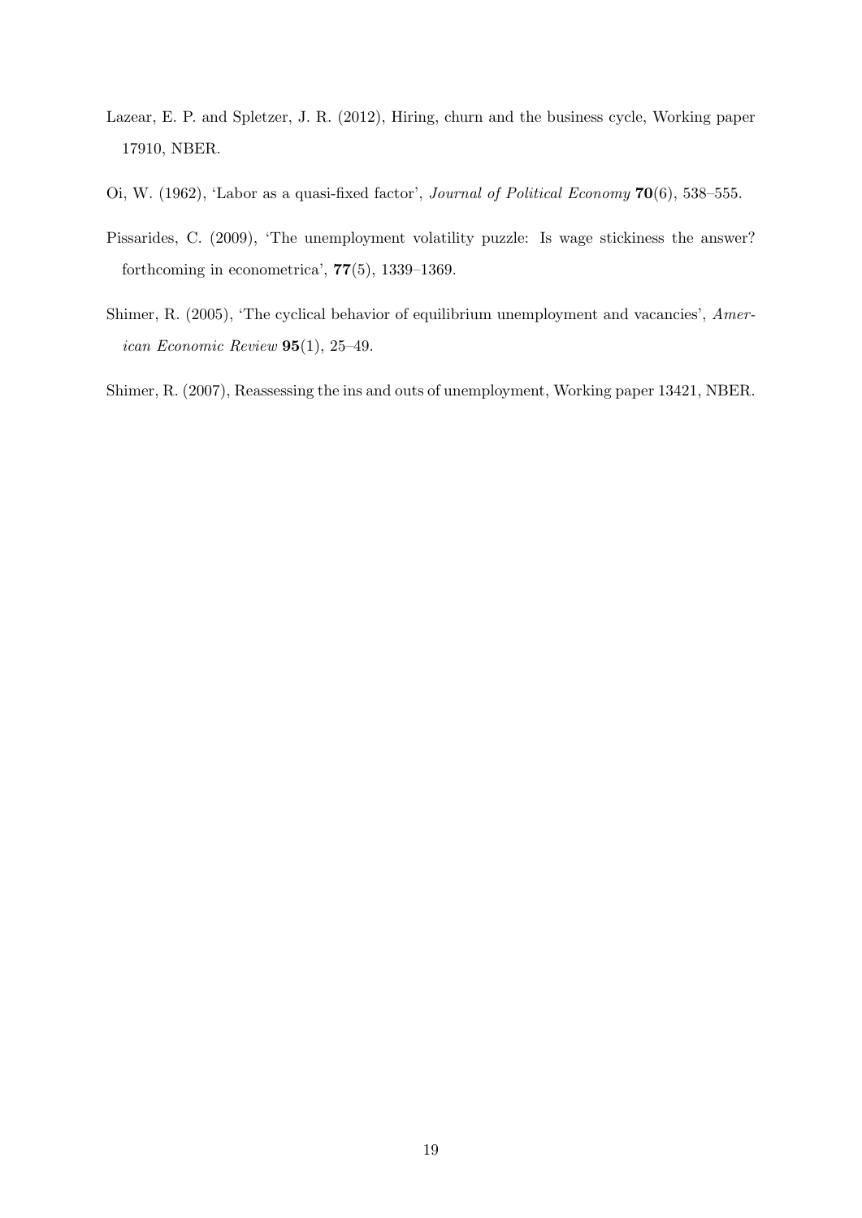Lazear, E. P. and Spletzer, J. R. (2012), Hiring, churn and the business cycle, Working paper 17910, NBER.

Oi, W. (1962), 'Labor as a quasi-fixed factor', *Journal of Political Economy* **70**(6), 538–555.

Pissarides, C. (2009), 'The unemployment volatility puzzle: Is wage stickiness the answer? forthcoming in econometrica', **77**(5), 1339–1369.

Shimer, R. (2005), 'The cyclical behavior of equilibrium unemployment and vacancies', *American Economic Review* **95**(1), 25–49.

Shimer, R. (2007), Reassessing the ins and outs of unemployment, Working paper 13421, NBER.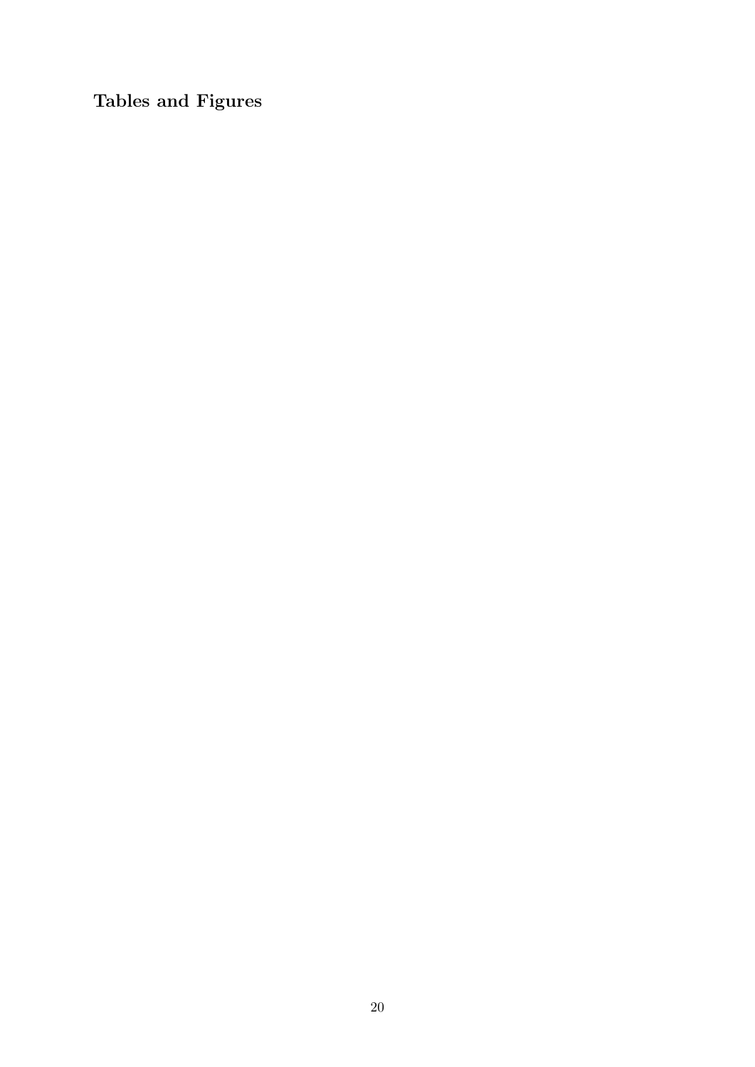**Tables and Figures**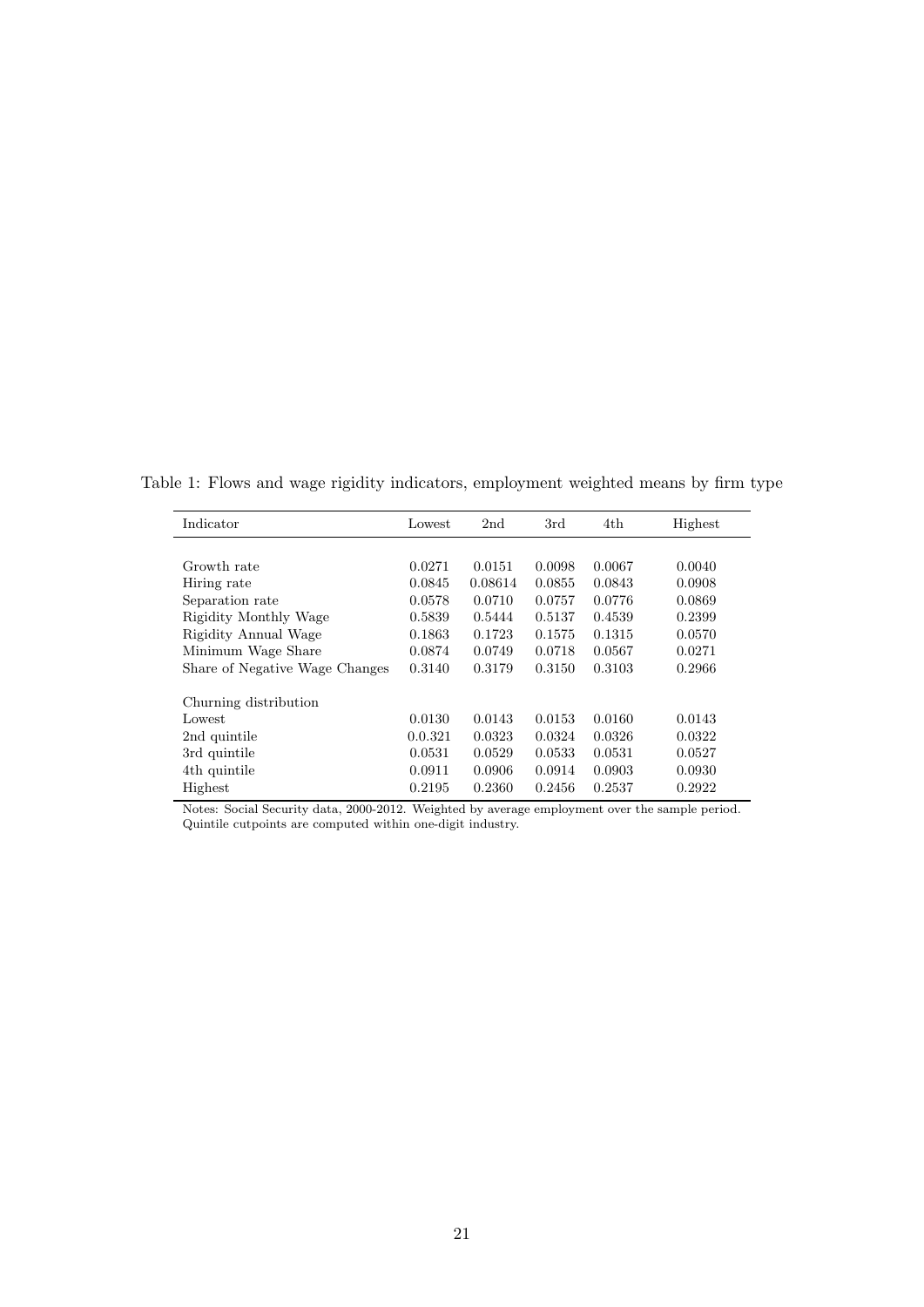Table 1: Flows and wage rigidity indicators, employment weighted means by firm type

| Indicator | Lowest | 2nd | 3rd | 4th | Highest |
|---|---|---|---|---|---|
| Growth rate | 0.0271 | 0.0151 | 0.0098 | 0.0067 | 0.0040 |
| Hiring rate | 0.0845 | 0.08614 | 0.0855 | 0.0843 | 0.0908 |
| Separation rate | 0.0578 | 0.0710 | 0.0757 | 0.0776 | 0.0869 |
| Rigidity Monthly Wage | 0.5839 | 0.5444 | 0.5137 | 0.4539 | 0.2399 |
| Rigidity Annual Wage | 0.1863 | 0.1723 | 0.1575 | 0.1315 | 0.0570 |
| Minimum Wage Share | 0.0874 | 0.0749 | 0.0718 | 0.0567 | 0.0271 |
| Share of Negative Wage Changes | 0.3140 | 0.3179 | 0.3150 | 0.3103 | 0.2966 |
| Churning distribution | | | | | |
| Lowest | 0.0130 | 0.0143 | 0.0153 | 0.0160 | 0.0143 |
| 2nd quintile | 0.0.321 | 0.0323 | 0.0324 | 0.0326 | 0.0322 |
| 3rd quintile | 0.0531 | 0.0529 | 0.0533 | 0.0531 | 0.0527 |
| 4th quintile | 0.0911 | 0.0906 | 0.0914 | 0.0903 | 0.0930 |
| Highest | 0.2195 | 0.2360 | 0.2456 | 0.2537 | 0.2922 |

Notes: Social Security data, 2000-2012. Weighted by average employment over the sample period. Quintile cutpoints are computed within one-digit industry.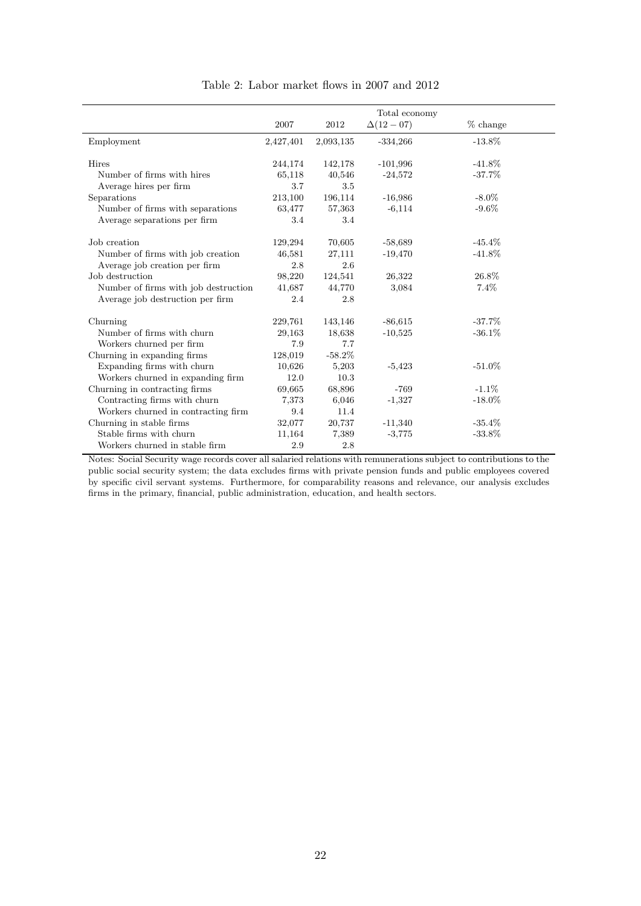Table 2: Labor market flows in 2007 and 2012

| | Total economy | | | |
|---|---|---|---|---|
| | 2007 | 2012 | $\Delta(12-07)$ | % change |
| Employment | 2,427,401 | 2,093,135 | -334,266 | -13.8% |
| Hires | 244,174 | 142,178 | -101,996 | -41.8% |
| Number of firms with hires | 65,118 | 40,546 | -24,572 | -37.7% |
| Average hires per firm | 3.7 | 3.5 | | |
| Separations | 213,100 | 196,114 | -16,986 | -8.0% |
| Number of firms with separations | 63,477 | 57,363 | -6,114 | -9.6% |
| Average separations per firm | 3.4 | 3.4 | | |
| Job creation | 129,294 | 70,605 | -58,689 | -45.4% |
| Number of firms with job creation | 46,581 | 27,111 | -19,470 | -41.8% |
| Average job creation per firm | 2.8 | 2.6 | | |
| Job destruction | 98,220 | 124,541 | 26,322 | 26.8% |
| Number of firms with job destruction | 41,687 | 44,770 | 3,084 | 7.4% |
| Average job destruction per firm | 2.4 | 2.8 | | |
| Churning | 229,761 | 143,146 | -86,615 | -37.7% |
| Number of firms with churn | 29,163 | 18,638 | -10,525 | -36.1% |
| Workers churned per firm | 7.9 | 7.7 | | |
| Churning in expanding firms | 128,019 | -58.2% | | |
| Expanding firms with churn | 10,626 | 5,203 | -5,423 | -51.0% |
| Workers churned in expanding firm | 12.0 | 10.3 | | |
| Churning in contracting firms | 69,665 | 68,896 | -769 | -1.1% |
| Contracting firms with churn | 7,373 | 6,046 | -1,327 | -18.0% |
| Workers churned in contracting firm | 9.4 | 11.4 | | |
| Churning in stable firms | 32,077 | 20,737 | -11,340 | -35.4% |
| Stable firms with churn | 11,164 | 7,389 | -3,775 | -33.8% |
| Workers churned in stable firm | 2.9 | 2.8 | | |

Notes: Social Security wage records cover all salaried relations with remunerations subject to contributions to the public social security system; the data excludes firms with private pension funds and public employees covered by specific civil servant systems. Furthermore, for comparability reasons and relevance, our analysis excludes firms in the primary, financial, public administration, education, and health sectors.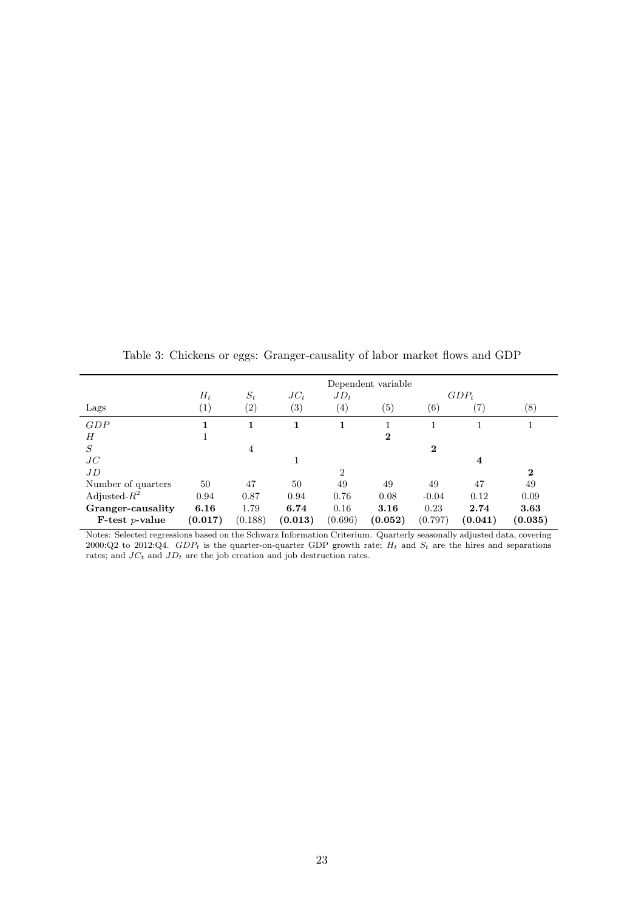Table 3: Chickens or eggs: Granger-causality of labor market flows and GDP

| | Dependent variable | | | | | | | |
|---|---|---|---|---|---|---|---|---|
| | $H_t$ | $S_t$ | $JC_t$ | $JD_t$ | | | $GDP_t$ | |
| Lags | (1) | (2) | (3) | (4) | (5) | (6) | (7) | (8) |
| $GDP$ | **1** | **1** | **1** | **1** | 1 | 1 | 1 | 1 |
| $H$ | 1 | | | | **2** | | | |
| $S$ | | 4 | | | | **2** | | |
| $JC$ | | | 1 | | | | **4** | |
| $JD$ | | | | 2 | | | | **2** |
| Number of quarters | 50 | 47 | 50 | 49 | 49 | 49 | 47 | 49 |
| Adjusted-$R^2$ | 0.94 | 0.87 | 0.94 | 0.76 | 0.08 | -0.04 | 0.12 | 0.09 |
| **Granger-causality** | **6.16** | 1.79 | **6.74** | 0.16 | **3.16** | 0.23 | **2.74** | **3.63** |
| **F-test $p$-value** | **(0.017)** | (0.188) | **(0.013)** | (0.696) | **(0.052)** | (0.797) | **(0.041)** | **(0.035)** |

Notes: Selected regressions based on the Schwarz Information Criterium. Quarterly seasonally adjusted data, covering 2000:Q2 to 2012:Q4. $GDP_t$ is the quarter-on-quarter GDP growth rate; $H_t$ and $S_t$ are the hires and separations rates; and $JC_t$ and $JD_t$ are the job creation and job destruction rates.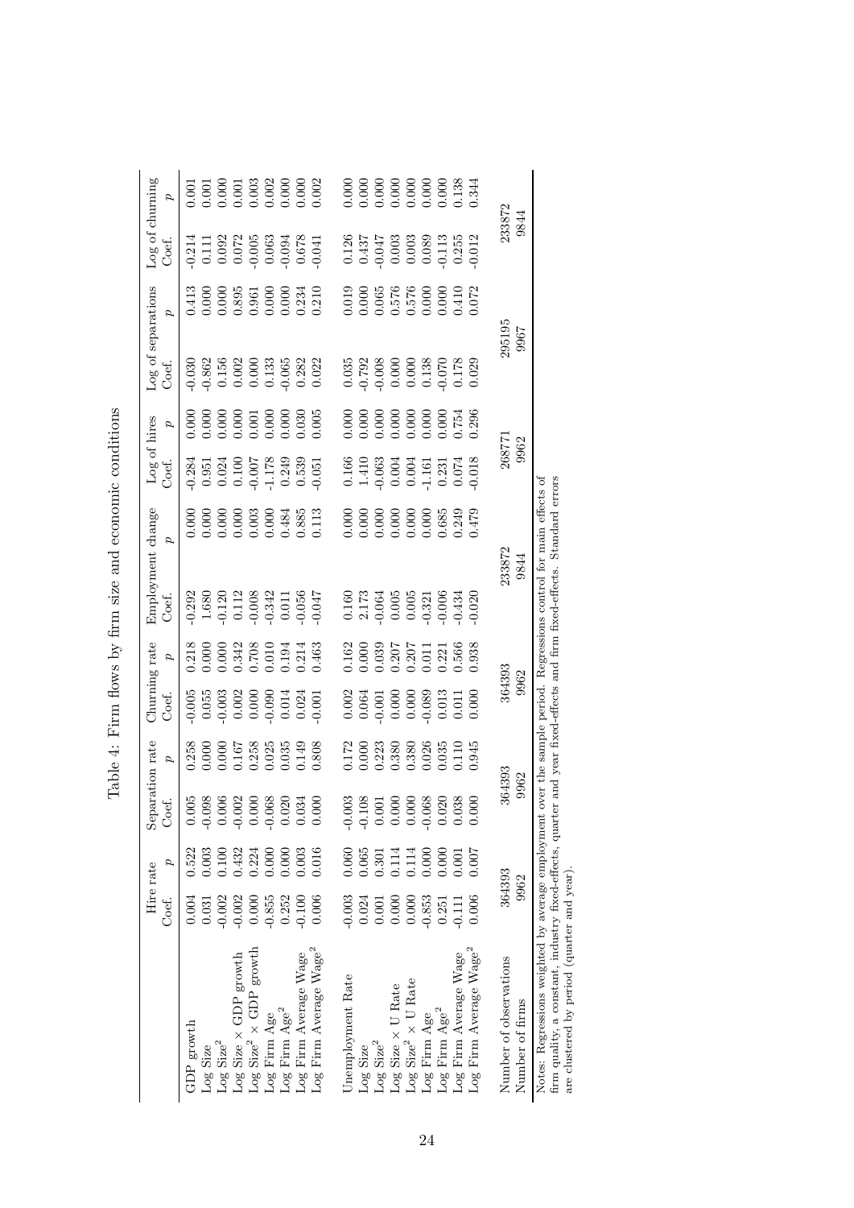Table 4: Firm flows by firm size and economic conditions

| | Hire rate | | Separation rate | | Churning rate | | Employment change | | Log of hires | | Log of separations | | Log of churning | |
|---|---|---|---|---|---|---|---|---|---|---|---|---|---|---|
| | Coef. | $p$ | Coef. | $p$ | Coef. | $p$ | Coef. | $p$ | Coef. | $p$ | Coef. | $p$ | Coef. | $p$ |
| GDP growth | 0.004 | 0.522 | 0.005 | 0.258 | -0.005 | 0.218 | -0.292 | 0.000 | -0.284 | 0.000 | -0.030 | 0.413 | -0.214 | 0.001 |
| Log Size | 0.031 | 0.003 | -0.098 | 0.000 | 0.055 | 0.000 | 1.680 | 0.000 | 0.951 | 0.000 | -0.862 | 0.000 | 0.111 | 0.001 |
| Log Size$^2$ | -0.002 | 0.100 | 0.006 | 0.000 | -0.003 | 0.000 | -0.120 | 0.000 | 0.024 | 0.000 | 0.156 | 0.000 | 0.092 | 0.000 |
| Log Size × GDP growth | -0.002 | 0.432 | -0.002 | 0.167 | 0.002 | 0.342 | 0.112 | 0.000 | 0.100 | 0.000 | 0.002 | 0.895 | 0.072 | 0.001 |
| Log Size$^2$ × GDP growth | 0.000 | 0.224 | 0.000 | 0.258 | 0.000 | 0.708 | -0.008 | 0.003 | -0.007 | 0.001 | 0.000 | 0.961 | -0.005 | 0.003 |
| Log Firm Age | -0.855 | 0.000 | -0.068 | 0.025 | -0.090 | 0.010 | -0.342 | 0.000 | -1.178 | 0.000 | 0.133 | 0.000 | 0.063 | 0.002 |
| Log Firm Age$^2$ | 0.252 | 0.000 | 0.020 | 0.035 | 0.014 | 0.194 | 0.011 | 0.484 | 0.249 | 0.000 | -0.065 | 0.000 | -0.094 | 0.000 |
| Log Firm Average Wage | -0.100 | 0.003 | 0.034 | 0.149 | 0.024 | 0.214 | -0.056 | 0.885 | 0.539 | 0.030 | 0.282 | 0.234 | 0.678 | 0.000 |
| Log Firm Average Wage$^2$ | 0.006 | 0.016 | 0.000 | 0.808 | -0.001 | 0.463 | -0.047 | 0.113 | -0.051 | 0.005 | 0.022 | 0.210 | -0.041 | 0.002 |
| Unemployment Rate | -0.003 | 0.060 | -0.003 | 0.172 | 0.002 | 0.162 | 0.160 | 0.000 | 0.166 | 0.000 | 0.035 | 0.019 | 0.126 | 0.000 |
| Log Size | 0.024 | 0.065 | -0.108 | 0.000 | 0.064 | 0.000 | 2.173 | 0.000 | 1.410 | 0.000 | -0.792 | 0.000 | 0.437 | 0.000 |
| Log Size$^2$ | 0.001 | 0.301 | 0.001 | 0.223 | -0.001 | 0.039 | -0.064 | 0.000 | -0.063 | 0.000 | -0.008 | 0.065 | -0.047 | 0.000 |
| Log Size × U Rate | 0.000 | 0.114 | 0.000 | 0.380 | 0.000 | 0.207 | 0.005 | 0.000 | 0.004 | 0.000 | 0.000 | 0.576 | 0.003 | 0.000 |
| Log Size$^2$ × U Rate | 0.000 | 0.114 | 0.000 | 0.380 | 0.000 | 0.207 | 0.005 | 0.000 | 0.004 | 0.000 | 0.000 | 0.576 | 0.003 | 0.000 |
| Log Firm Age | -0.853 | 0.000 | -0.068 | 0.026 | -0.089 | 0.011 | -0.321 | 0.000 | -1.161 | 0.000 | 0.138 | 0.000 | 0.089 | 0.000 |
| Log Firm Age$^2$ | 0.251 | 0.000 | 0.020 | 0.035 | 0.013 | 0.221 | -0.006 | 0.685 | 0.231 | 0.000 | -0.070 | 0.000 | -0.113 | 0.000 |
| Log Firm Average Wage | -0.111 | 0.001 | 0.038 | 0.110 | 0.011 | 0.566 | -0.434 | 0.249 | 0.074 | 0.754 | 0.178 | 0.410 | 0.255 | 0.138 |
| Log Firm Average Wage$^2$ | 0.006 | 0.007 | 0.000 | 0.945 | 0.000 | 0.938 | -0.020 | 0.479 | -0.018 | 0.296 | 0.029 | 0.072 | -0.012 | 0.344 |
| Number of observations | 364393 | | 364393 | | 364393 | | 233872 | | 268771 | | 295195 | | 233872 | |
| Number of firms | 9962 | | 9962 | | 9962 | | 9844 | | 9962 | | 9967 | | 9844 | |

Notes: Regressions weighted by average employment over the sample period. Regressions control for main effects of firm quality, a constant, industry fixed-effects, quarter and year fixed-effects and firm fixed-effects. Standard errors are clustered by period (quarter and year).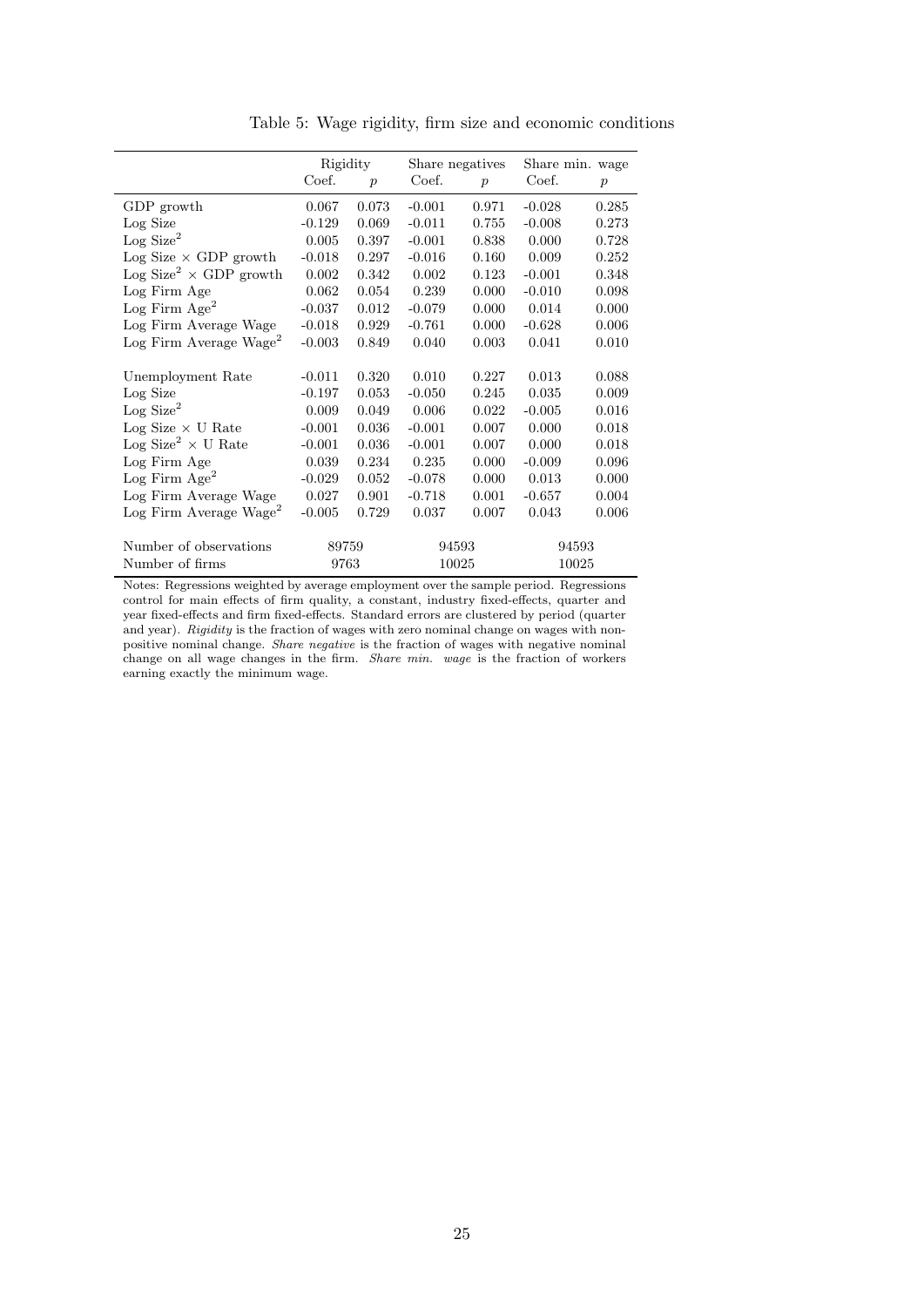Table 5: Wage rigidity, firm size and economic conditions

| | Rigidity | | Share negatives | | Share min. wage | |
|---|---|---|---|---|---|---|
| | Coef. | $p$ | Coef. | $p$ | Coef. | $p$ |
| GDP growth | 0.067 | 0.073 | -0.001 | 0.971 | -0.028 | 0.285 |
| Log Size | -0.129 | 0.069 | -0.011 | 0.755 | -0.008 | 0.273 |
| Log Size$^2$ | 0.005 | 0.397 | -0.001 | 0.838 | 0.000 | 0.728 |
| Log Size $\times$ GDP growth | -0.018 | 0.297 | -0.016 | 0.160 | 0.009 | 0.252 |
| Log Size$^2$ $\times$ GDP growth | 0.002 | 0.342 | 0.002 | 0.123 | -0.001 | 0.348 |
| Log Firm Age | 0.062 | 0.054 | 0.239 | 0.000 | -0.010 | 0.098 |
| Log Firm Age$^2$ | -0.037 | 0.012 | -0.079 | 0.000 | 0.014 | 0.000 |
| Log Firm Average Wage | -0.018 | 0.929 | -0.761 | 0.000 | -0.628 | 0.006 |
| Log Firm Average Wage$^2$ | -0.003 | 0.849 | 0.040 | 0.003 | 0.041 | 0.010 |
| | | | | | | |
| Unemployment Rate | -0.011 | 0.320 | 0.010 | 0.227 | 0.013 | 0.088 |
| Log Size | -0.197 | 0.053 | -0.050 | 0.245 | 0.035 | 0.009 |
| Log Size$^2$ | 0.009 | 0.049 | 0.006 | 0.022 | -0.005 | 0.016 |
| Log Size $\times$ U Rate | -0.001 | 0.036 | -0.001 | 0.007 | 0.000 | 0.018 |
| Log Size$^2$ $\times$ U Rate | -0.001 | 0.036 | -0.001 | 0.007 | 0.000 | 0.018 |
| Log Firm Age | 0.039 | 0.234 | 0.235 | 0.000 | -0.009 | 0.096 |
| Log Firm Age$^2$ | -0.029 | 0.052 | -0.078 | 0.000 | 0.013 | 0.000 |
| Log Firm Average Wage | 0.027 | 0.901 | -0.718 | 0.001 | -0.657 | 0.004 |
| Log Firm Average Wage$^2$ | -0.005 | 0.729 | 0.037 | 0.007 | 0.043 | 0.006 |
| | | | | | | |
| Number of observations | 89759 | | 94593 | | 94593 | |
| Number of firms | 9763 | | 10025 | | 10025 | |

Notes: Regressions weighted by average employment over the sample period. Regressions control for main effects of firm quality, a constant, industry fixed-effects, quarter and year fixed-effects and firm fixed-effects. Standard errors are clustered by period (quarter and year). *Rigidity* is the fraction of wages with zero nominal change on wages with non-positive nominal change. *Share negative* is the fraction of wages with negative nominal change on all wage changes in the firm. *Share min. wage* is the fraction of workers earning exactly the minimum wage.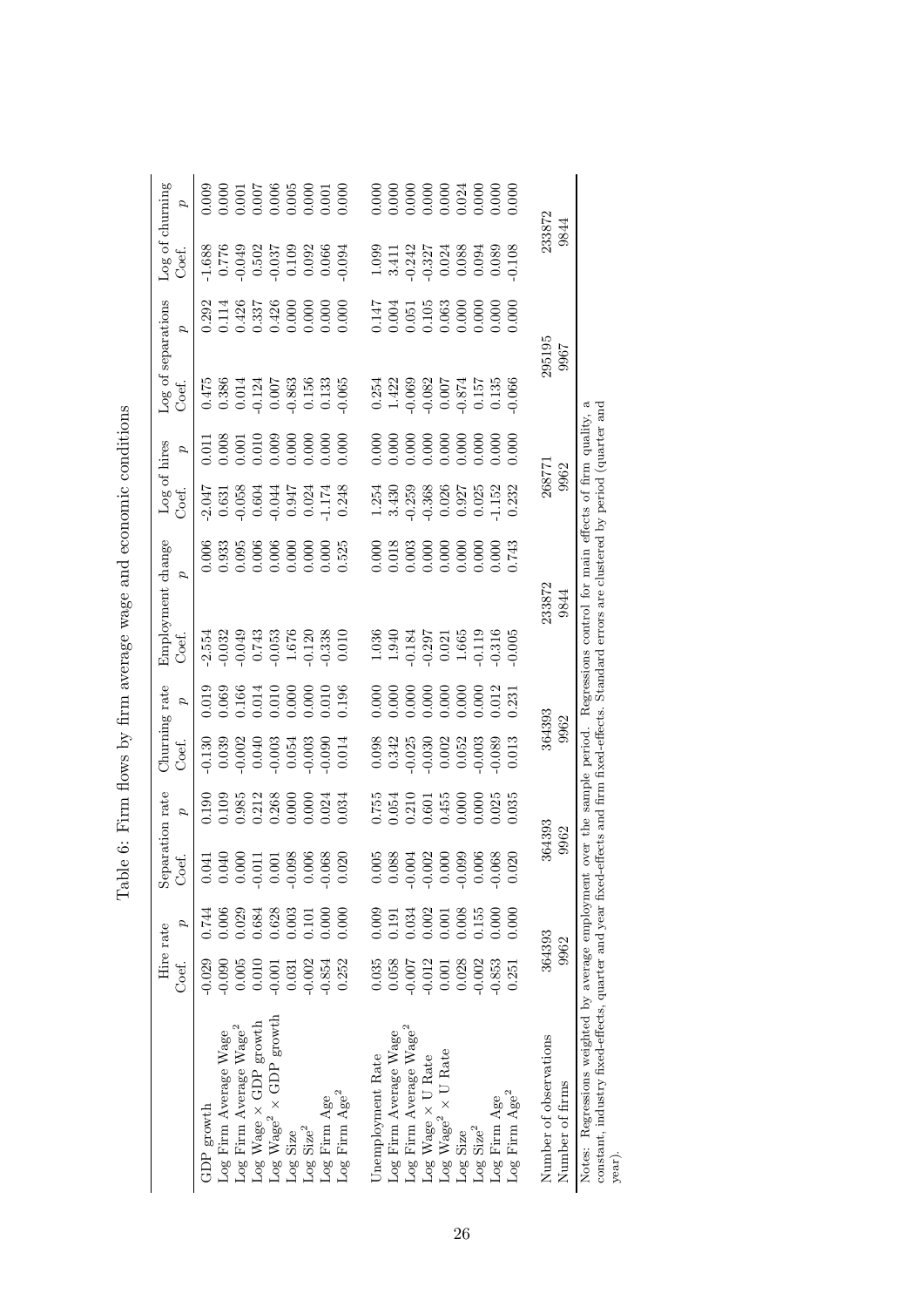Table 6: Firm flows by firm average wage and economic conditions

| | Hire rate | | Separation rate | | Churning rate | | Employment change | | Log of hires | | Log of separations | | Log of churning | |
|---|---|---|---|---|---|---|---|---|---|---|---|---|---|---|
| | Coef. | $p$ | Coef. | $p$ | Coef. | $p$ | Coef. | $p$ | Coef. | $p$ | Coef. | $p$ | Coef. | $p$ |
| GDP growth | -0.029 | 0.744 | 0.041 | 0.190 | -0.130 | 0.019 | -2.554 | 0.006 | -2.047 | 0.011 | 0.475 | 0.292 | -1.688 | 0.009 |
| Log Firm Average Wage | -0.090 | 0.006 | 0.040 | 0.109 | 0.039 | 0.069 | -0.032 | 0.933 | 0.631 | 0.008 | 0.386 | 0.114 | 0.776 | 0.000 |
| Log Firm Average Wage$^2$ | 0.005 | 0.029 | 0.000 | 0.985 | -0.002 | 0.166 | -0.049 | 0.095 | -0.058 | 0.001 | 0.014 | 0.426 | -0.049 | 0.001 |
| Log Wage × GDP growth | 0.010 | 0.684 | -0.011 | 0.212 | 0.040 | 0.014 | 0.743 | 0.006 | 0.604 | 0.010 | -0.124 | 0.337 | 0.502 | 0.007 |
| Log Wage$^2$ × GDP growth | -0.001 | 0.628 | 0.001 | 0.268 | -0.003 | 0.010 | -0.053 | 0.006 | -0.044 | 0.009 | 0.007 | 0.426 | -0.037 | 0.006 |
| Log Size | 0.031 | 0.003 | -0.098 | 0.000 | 0.054 | 0.000 | 1.676 | 0.000 | 0.947 | 0.000 | -0.863 | 0.000 | 0.109 | 0.005 |
| Log Size$^2$ | -0.002 | 0.101 | 0.006 | 0.000 | -0.003 | 0.000 | -0.120 | 0.000 | 0.024 | 0.000 | 0.156 | 0.000 | 0.092 | 0.000 |
| Log Firm Age | -0.854 | 0.000 | -0.068 | 0.024 | -0.090 | 0.010 | -0.338 | 0.000 | -1.174 | 0.000 | 0.133 | 0.000 | 0.066 | 0.001 |
| Log Firm Age$^2$ | 0.252 | 0.000 | 0.020 | 0.034 | 0.014 | 0.196 | 0.010 | 0.525 | 0.248 | 0.000 | -0.065 | 0.000 | -0.094 | 0.000 |
| | | | | | | | | | | | | | | |
| Unemployment Rate | 0.035 | 0.009 | 0.005 | 0.755 | 0.098 | 0.000 | 1.036 | 0.000 | 1.254 | 0.000 | 0.254 | 0.147 | 1.099 | 0.000 |
| Log Firm Average Wage | 0.058 | 0.191 | 0.088 | 0.054 | 0.342 | 0.000 | 1.940 | 0.018 | 3.430 | 0.000 | 1.422 | 0.004 | 3.411 | 0.000 |
| Log Firm Average Wage$^2$ | -0.007 | 0.034 | -0.004 | 0.210 | -0.025 | 0.000 | -0.184 | 0.003 | -0.259 | 0.000 | -0.069 | 0.051 | -0.242 | 0.000 |
| Log Wage × U Rate | -0.012 | 0.002 | -0.002 | 0.601 | -0.030 | 0.000 | -0.297 | 0.000 | -0.368 | 0.000 | -0.082 | 0.105 | -0.327 | 0.000 |
| Log Wage$^2$ × U Rate | 0.001 | 0.001 | 0.000 | 0.455 | 0.002 | 0.000 | 0.021 | 0.000 | 0.026 | 0.000 | 0.007 | 0.063 | 0.024 | 0.000 |
| Log Size | 0.028 | 0.008 | -0.099 | 0.000 | 0.052 | 0.000 | 1.665 | 0.000 | 0.927 | 0.000 | -0.874 | 0.000 | 0.088 | 0.024 |
| Log Size$^2$ | -0.002 | 0.155 | 0.006 | 0.000 | -0.003 | 0.000 | -0.119 | 0.000 | 0.025 | 0.000 | 0.157 | 0.000 | 0.094 | 0.000 |
| Log Firm Age | -0.853 | 0.000 | -0.068 | 0.025 | -0.089 | 0.012 | -0.316 | 0.000 | -1.152 | 0.000 | 0.135 | 0.000 | 0.089 | 0.000 |
| Log Firm Age$^2$ | 0.251 | 0.000 | 0.020 | 0.035 | 0.013 | 0.231 | -0.005 | 0.743 | 0.232 | 0.000 | -0.066 | 0.000 | -0.108 | 0.000 |
| | | | | | | | | | | | | | | |
| Number of observations | 364393 | | 364393 | | 364393 | | 233872 | | 268771 | | 295195 | | 233872 | |
| Number of firms | 9962 | | 9962 | | 9962 | | 9844 | | 9962 | | 9967 | | 9844 | |

Notes: Regressions weighted by average employment over the sample period. Regressions control for main effects of firm quality, a constant, industry fixed-effects, quarter and year fixed-effects and firm fixed-effects. Standard errors are clustered by period (quarter and year).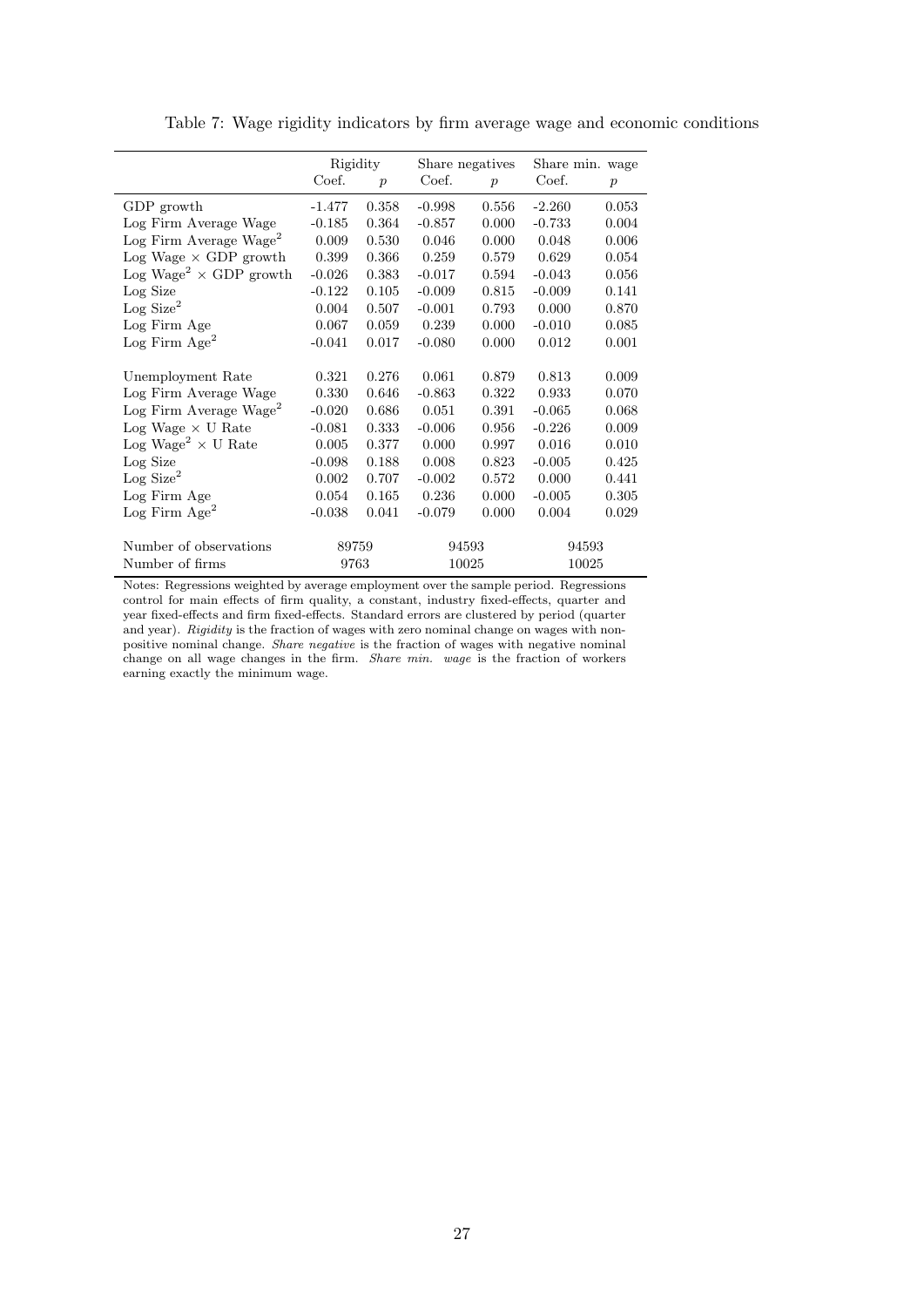Table 7: Wage rigidity indicators by firm average wage and economic conditions

| | Rigidity | | Share negatives | | Share min. wage | |
|---|---|---|---|---|---|---|
| | Coef. | $p$ | Coef. | $p$ | Coef. | $p$ |
| GDP growth | -1.477 | 0.358 | -0.998 | 0.556 | -2.260 | 0.053 |
| Log Firm Average Wage | -0.185 | 0.364 | -0.857 | 0.000 | -0.733 | 0.004 |
| Log Firm Average Wage$^2$ | 0.009 | 0.530 | 0.046 | 0.000 | 0.048 | 0.006 |
| Log Wage × GDP growth | 0.399 | 0.366 | 0.259 | 0.579 | 0.629 | 0.054 |
| Log Wage$^2$ × GDP growth | -0.026 | 0.383 | -0.017 | 0.594 | -0.043 | 0.056 |
| Log Size | -0.122 | 0.105 | -0.009 | 0.815 | -0.009 | 0.141 |
| Log Size$^2$ | 0.004 | 0.507 | -0.001 | 0.793 | 0.000 | 0.870 |
| Log Firm Age | 0.067 | 0.059 | 0.239 | 0.000 | -0.010 | 0.085 |
| Log Firm Age$^2$ | -0.041 | 0.017 | -0.080 | 0.000 | 0.012 | 0.001 |
| | | | | | | |
| Unemployment Rate | 0.321 | 0.276 | 0.061 | 0.879 | 0.813 | 0.009 |
| Log Firm Average Wage | 0.330 | 0.646 | -0.863 | 0.322 | 0.933 | 0.070 |
| Log Firm Average Wage$^2$ | -0.020 | 0.686 | 0.051 | 0.391 | -0.065 | 0.068 |
| Log Wage × U Rate | -0.081 | 0.333 | -0.006 | 0.956 | -0.226 | 0.009 |
| Log Wage$^2$ × U Rate | 0.005 | 0.377 | 0.000 | 0.997 | 0.016 | 0.010 |
| Log Size | -0.098 | 0.188 | 0.008 | 0.823 | -0.005 | 0.425 |
| Log Size$^2$ | 0.002 | 0.707 | -0.002 | 0.572 | 0.000 | 0.441 |
| Log Firm Age | 0.054 | 0.165 | 0.236 | 0.000 | -0.005 | 0.305 |
| Log Firm Age$^2$ | -0.038 | 0.041 | -0.079 | 0.000 | 0.004 | 0.029 |
| | | | | | | |
| Number of observations | 89759 | | 94593 | | 94593 | |
| Number of firms | 9763 | | 10025 | | 10025 | |

Notes: Regressions weighted by average employment over the sample period. Regressions control for main effects of firm quality, a constant, industry fixed-effects, quarter and year fixed-effects and firm fixed-effects. Standard errors are clustered by period (quarter and year). *Rigidity* is the fraction of wages with zero nominal change on wages with non-positive nominal change. *Share negative* is the fraction of wages with negative nominal change on all wage changes in the firm. *Share min. wage* is the fraction of workers earning exactly the minimum wage.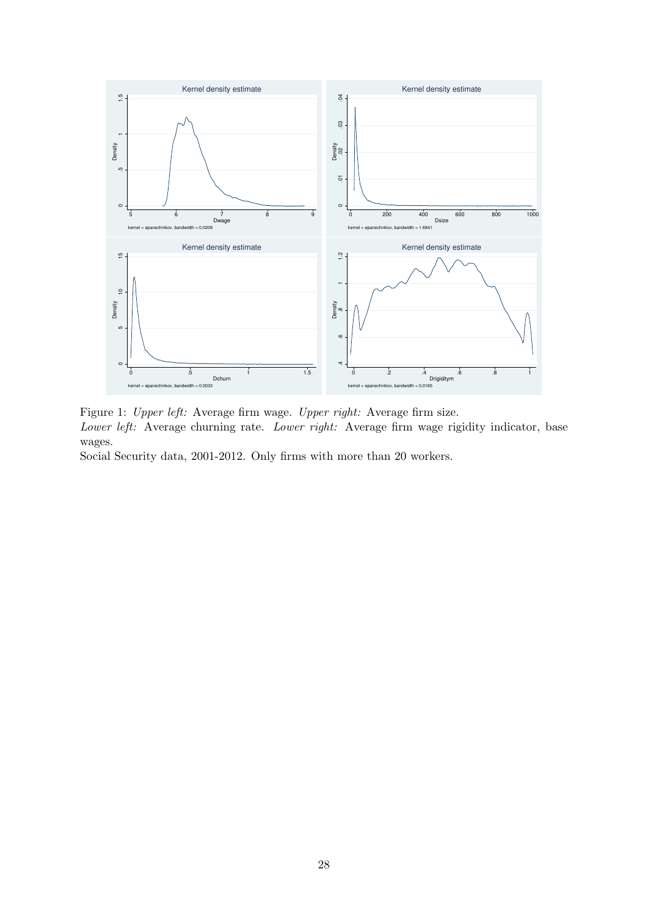Figure 1: *Upper left:* Average firm wage. *Upper right:* Average firm size.
*Lower left:* Average churning rate. *Lower right:* Average firm wage rigidity indicator, base wages.
Social Security data, 2001-2012. Only firms with more than 20 workers.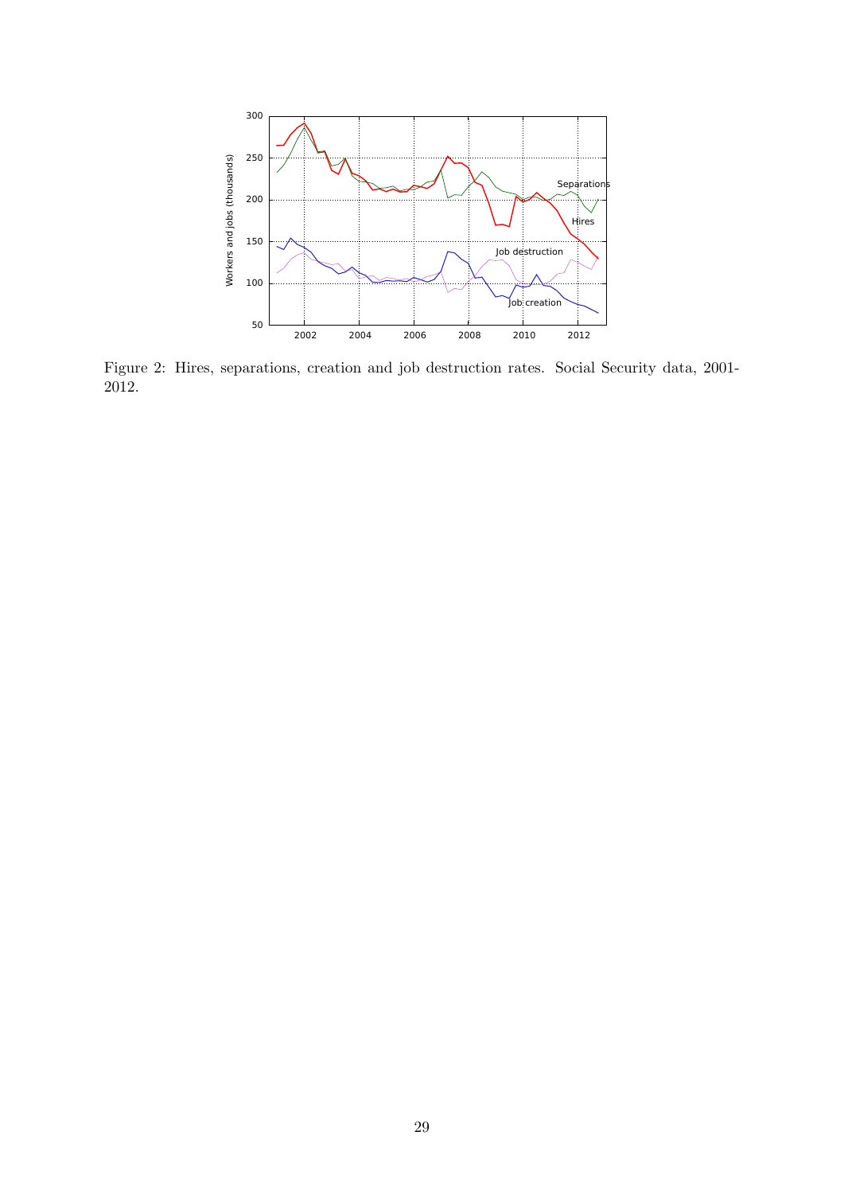Figure 2: Hires, separations, creation and job destruction rates. Social Security data, 2001-2012.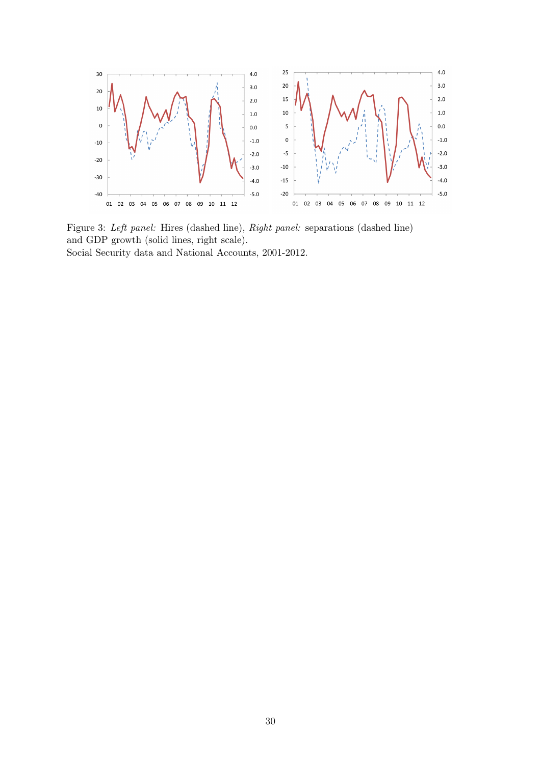Figure 3: *Left panel:* Hires (dashed line), *Right panel:* separations (dashed line) and GDP growth (solid lines, right scale).
Social Security data and National Accounts, 2001-2012.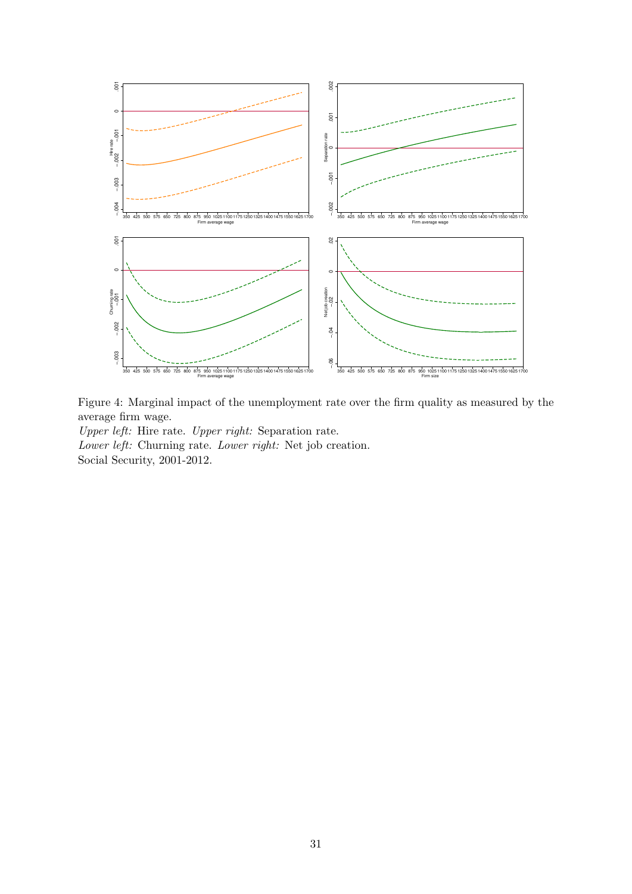Figure 4: Marginal impact of the unemployment rate over the firm quality as measured by the average firm wage.

*Upper left:* Hire rate. *Upper right:* Separation rate.

*Lower left:* Churning rate. *Lower right:* Net job creation.

Social Security, 2001-2012.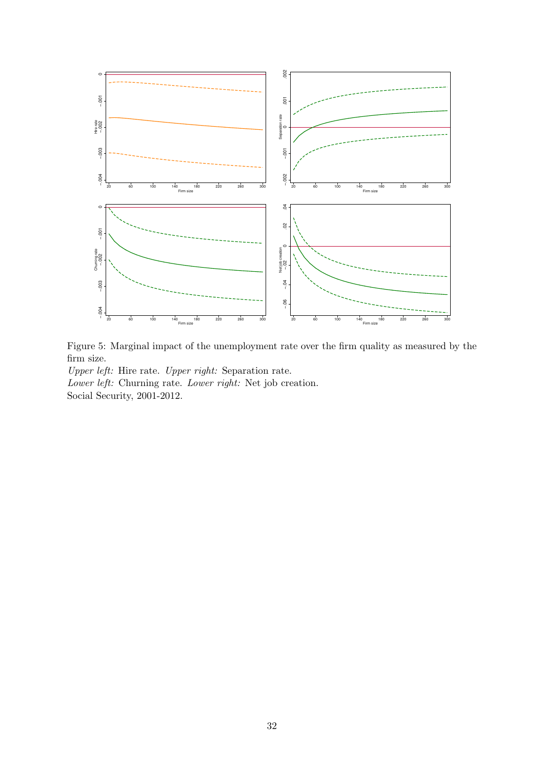Figure 5: Marginal impact of the unemployment rate over the firm quality as measured by the firm size.
*Upper left:* Hire rate. *Upper right:* Separation rate.
*Lower left:* Churning rate. *Lower right:* Net job creation.
Social Security, 2001-2012.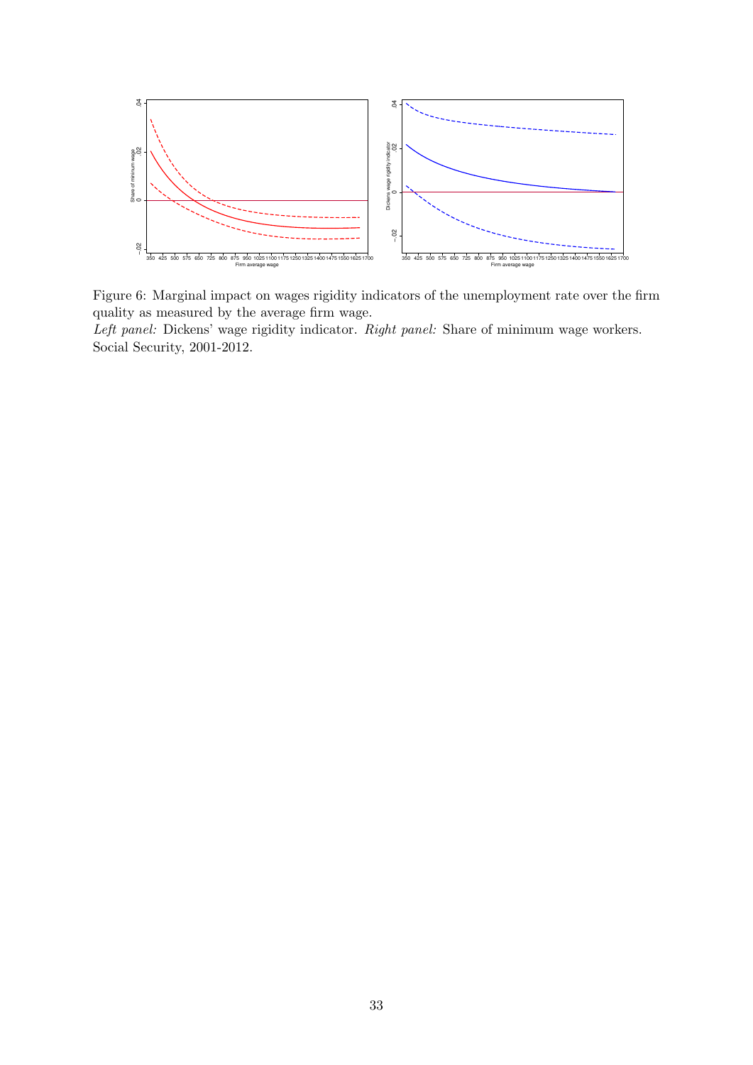Share of minimum wage

.04

.02

0

−.02

350 425 500 575 650 725 800 875 950 1025 1100 1175 1250 1325 1400 1475 1550 1625 1700

Firm average wage

Dickens wage rigidity indicator

.04

.02

0

−.02

350 425 500 575 650 725 800 875 950 1025 1100 1175 1250 1325 1400 1475 1550 1625 1700

Firm average wage

Figure 6: Marginal impact on wages rigidity indicators of the unemployment rate over the firm quality as measured by the average firm wage.
*Left panel:* Dickens' wage rigidity indicator. *Right panel:* Share of minimum wage workers. Social Security, 2001-2012.